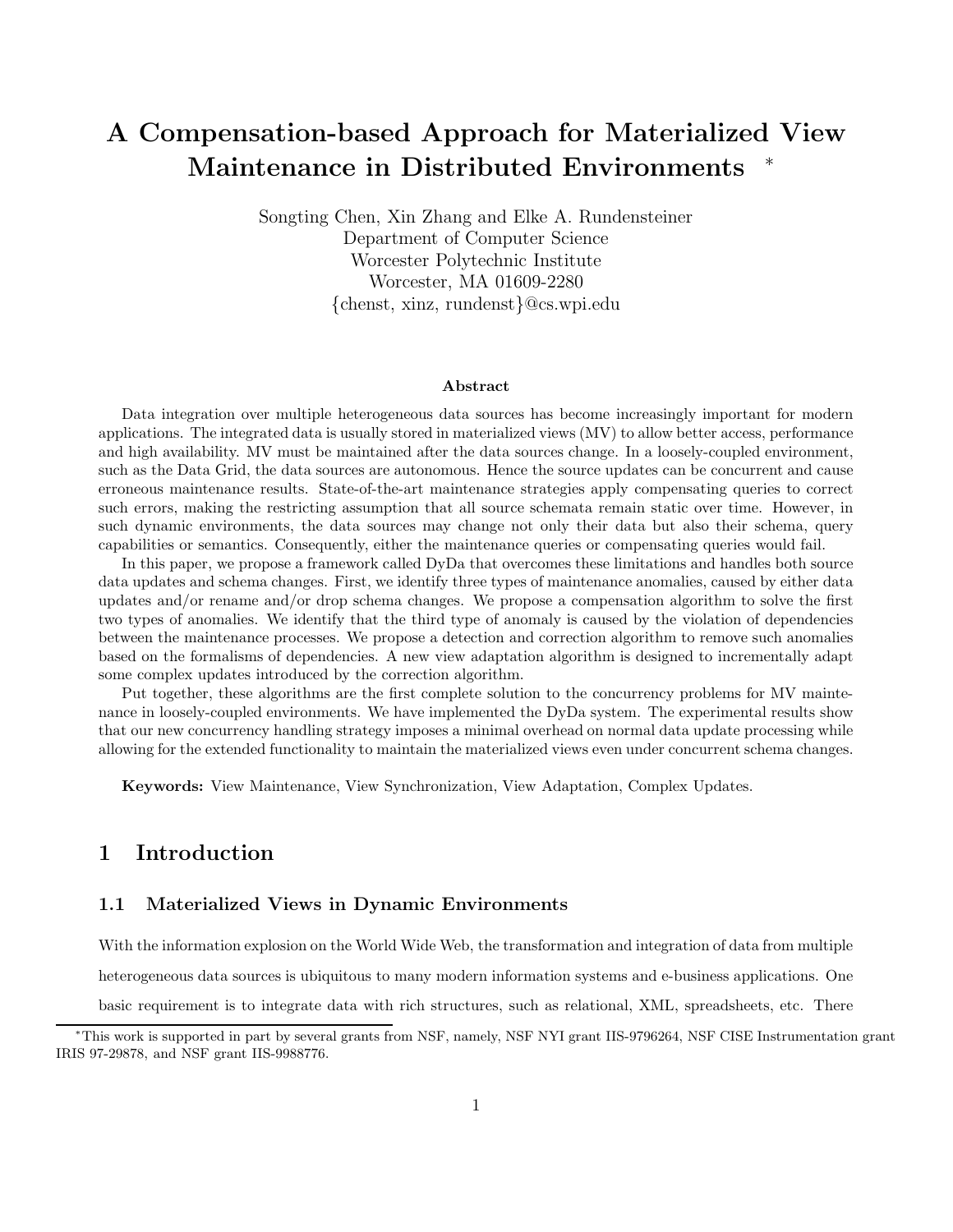# A Compensation-based Approach for Materialized View Maintenance in Distributed Environments [*]

Songting Chen, Xin Zhang and Elke A. Rundensteiner
Department of Computer Science
Worcester Polytechnic Institute
Worcester, MA 01609-2280
{chenst, xinz, rundenst}@cs.wpi.edu

**Abstract**

Data integration over multiple heterogeneous data sources has become increasingly important for modern applications. The integrated data is usually stored in materialized views (MV) to allow better access, performance and high availability. MV must be maintained after the data sources change. In a loosely-coupled environment, such as the Data Grid, the data sources are autonomous. Hence the source updates can be concurrent and cause erroneous maintenance results. State-of-the-art maintenance strategies apply compensating queries to correct such errors, making the restricting assumption that all source schemata remain static over time. However, in such dynamic environments, the data sources may change not only their data but also their schema, query capabilities or semantics. Consequently, either the maintenance queries or compensating queries would fail.

In this paper, we propose a framework called DyDa that overcomes these limitations and handles both source data updates and schema changes. First, we identify three types of maintenance anomalies, caused by either data updates and/or rename and/or drop schema changes. We propose a compensation algorithm to solve the first two types of anomalies. We identify that the third type of anomaly is caused by the violation of dependencies between the maintenance processes. We propose a detection and correction algorithm to remove such anomalies based on the formalisms of dependencies. A new view adaptation algorithm is designed to incrementally adapt some complex updates introduced by the correction algorithm.

Put together, these algorithms are the first complete solution to the concurrency problems for MV maintenance in loosely-coupled environments. We have implemented the DyDa system. The experimental results show that our new concurrency handling strategy imposes a minimal overhead on normal data update processing while allowing for the extended functionality to maintain the materialized views even under concurrent schema changes.

**Keywords:** View Maintenance, View Synchronization, View Adaptation, Complex Updates.

## 1 Introduction

### 1.1 Materialized Views in Dynamic Environments

With the information explosion on the World Wide Web, the transformation and integration of data from multiple heterogeneous data sources is ubiquitous to many modern information systems and e-business applications. One basic requirement is to integrate data with rich structures, such as relational, XML, spreadsheets, etc. There

[*]This work is supported in part by several grants from NSF, namely, NSF NYI grant IIS-9796264, NSF CISE Instrumentation grant IRIS 97-29878, and NSF grant IIS-9988776.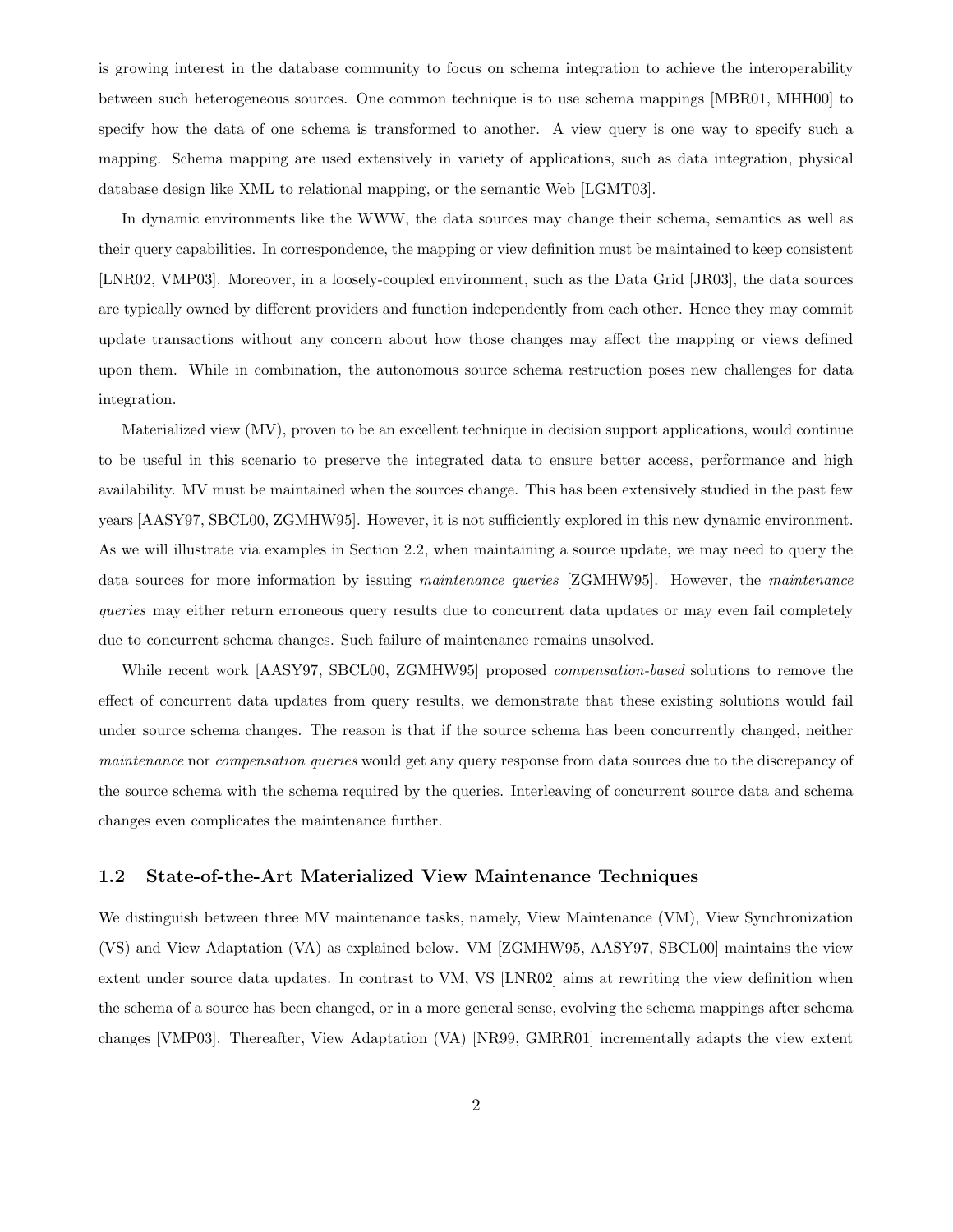is growing interest in the database community to focus on schema integration to achieve the interoperability between such heterogeneous sources. One common technique is to use schema mappings [MBR01, MHH00] to specify how the data of one schema is transformed to another. A view query is one way to specify such a mapping. Schema mapping are used extensively in variety of applications, such as data integration, physical database design like XML to relational mapping, or the semantic Web [LGMT03].

In dynamic environments like the WWW, the data sources may change their schema, semantics as well as their query capabilities. In correspondence, the mapping or view definition must be maintained to keep consistent [LNR02, VMP03]. Moreover, in a loosely-coupled environment, such as the Data Grid [JR03], the data sources are typically owned by different providers and function independently from each other. Hence they may commit update transactions without any concern about how those changes may affect the mapping or views defined upon them. While in combination, the autonomous source schema restruction poses new challenges for data integration.

Materialized view (MV), proven to be an excellent technique in decision support applications, would continue to be useful in this scenario to preserve the integrated data to ensure better access, performance and high availability. MV must be maintained when the sources change. This has been extensively studied in the past few years [AASY97, SBCL00, ZGMHW95]. However, it is not sufficiently explored in this new dynamic environment. As we will illustrate via examples in Section 2.2, when maintaining a source update, we may need to query the data sources for more information by issuing *maintenance queries* [ZGMHW95]. However, the *maintenance queries* may either return erroneous query results due to concurrent data updates or may even fail completely due to concurrent schema changes. Such failure of maintenance remains unsolved.

While recent work [AASY97, SBCL00, ZGMHW95] proposed *compensation-based* solutions to remove the effect of concurrent data updates from query results, we demonstrate that these existing solutions would fail under source schema changes. The reason is that if the source schema has been concurrently changed, neither *maintenance* nor *compensation queries* would get any query response from data sources due to the discrepancy of the source schema with the schema required by the queries. Interleaving of concurrent source data and schema changes even complicates the maintenance further.

### 1.2 State-of-the-Art Materialized View Maintenance Techniques

We distinguish between three MV maintenance tasks, namely, View Maintenance (VM), View Synchronization (VS) and View Adaptation (VA) as explained below. VM [ZGMHW95, AASY97, SBCL00] maintains the view extent under source data updates. In contrast to VM, VS [LNR02] aims at rewriting the view definition when the schema of a source has been changed, or in a more general sense, evolving the schema mappings after schema changes [VMP03]. Thereafter, View Adaptation (VA) [NR99, GMRR01] incrementally adapts the view extent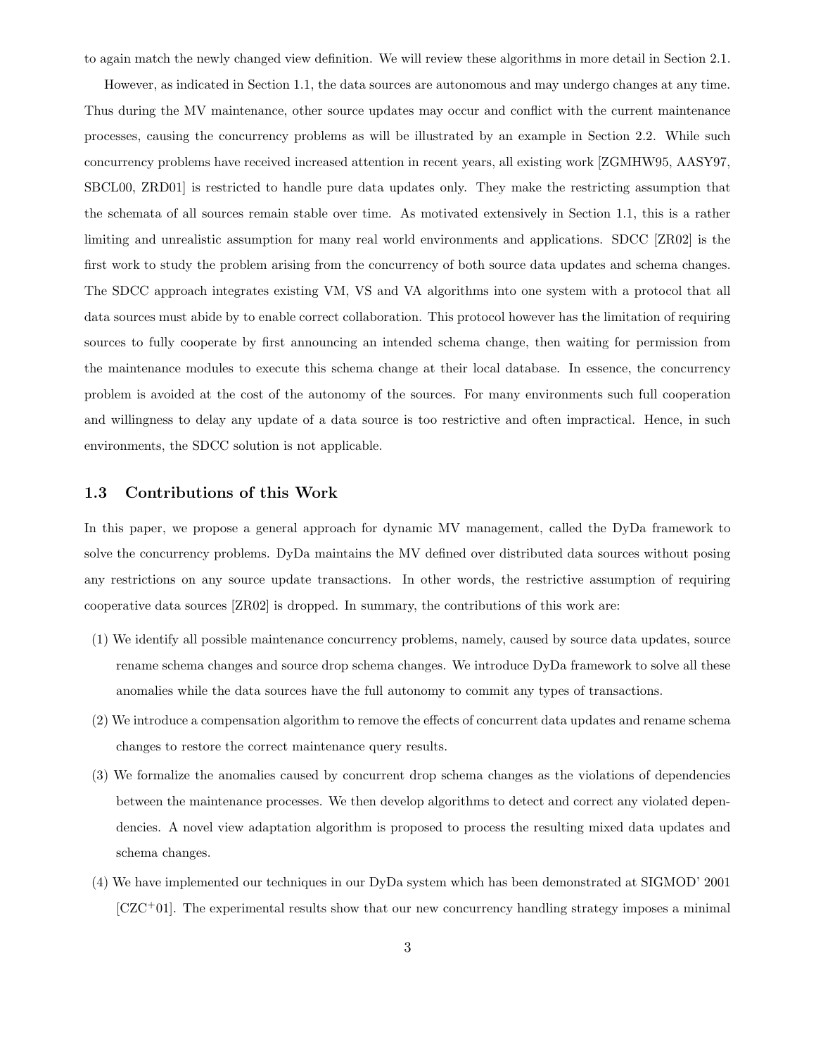to again match the newly changed view definition. We will review these algorithms in more detail in Section 2.1.

However, as indicated in Section 1.1, the data sources are autonomous and may undergo changes at any time. Thus during the MV maintenance, other source updates may occur and conflict with the current maintenance processes, causing the concurrency problems as will be illustrated by an example in Section 2.2. While such concurrency problems have received increased attention in recent years, all existing work [ZGMHW95, AASY97, SBCL00, ZRD01] is restricted to handle pure data updates only. They make the restricting assumption that the schemata of all sources remain stable over time. As motivated extensively in Section 1.1, this is a rather limiting and unrealistic assumption for many real world environments and applications. SDCC [ZR02] is the first work to study the problem arising from the concurrency of both source data updates and schema changes. The SDCC approach integrates existing VM, VS and VA algorithms into one system with a protocol that all data sources must abide by to enable correct collaboration. This protocol however has the limitation of requiring sources to fully cooperate by first announcing an intended schema change, then waiting for permission from the maintenance modules to execute this schema change at their local database. In essence, the concurrency problem is avoided at the cost of the autonomy of the sources. For many environments such full cooperation and willingness to delay any update of a data source is too restrictive and often impractical. Hence, in such environments, the SDCC solution is not applicable.

### 1.3 Contributions of this Work

In this paper, we propose a general approach for dynamic MV management, called the DyDa framework to solve the concurrency problems. DyDa maintains the MV defined over distributed data sources without posing any restrictions on any source update transactions. In other words, the restrictive assumption of requiring cooperative data sources [ZR02] is dropped. In summary, the contributions of this work are:

(1) We identify all possible maintenance concurrency problems, namely, caused by source data updates, source rename schema changes and source drop schema changes. We introduce DyDa framework to solve all these anomalies while the data sources have the full autonomy to commit any types of transactions.

(2) We introduce a compensation algorithm to remove the effects of concurrent data updates and rename schema changes to restore the correct maintenance query results.

(3) We formalize the anomalies caused by concurrent drop schema changes as the violations of dependencies between the maintenance processes. We then develop algorithms to detect and correct any violated dependencies. A novel view adaptation algorithm is proposed to process the resulting mixed data updates and schema changes.

(4) We have implemented our techniques in our DyDa system which has been demonstrated at SIGMOD' 2001 [CZC+01]. The experimental results show that our new concurrency handling strategy imposes a minimal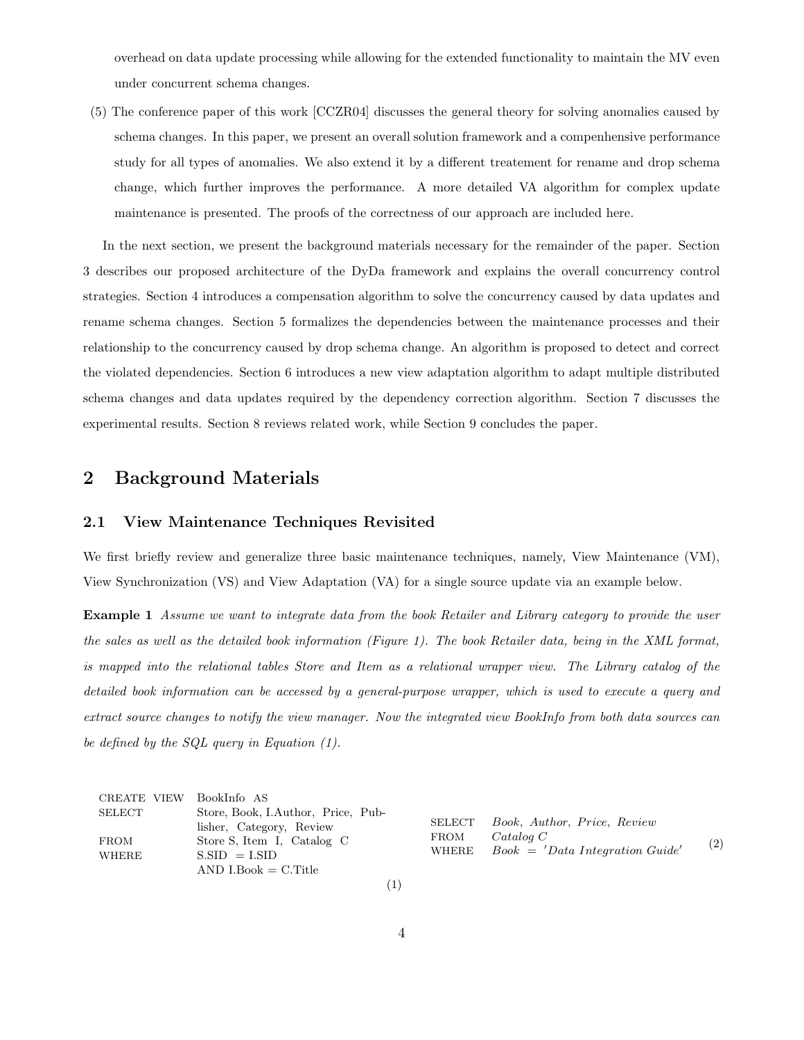overhead on data update processing while allowing for the extended functionality to maintain the MV even under concurrent schema changes.

(5) The conference paper of this work [CCZR04] discusses the general theory for solving anomalies caused by schema changes. In this paper, we present an overall solution framework and a compenhensive performance study for all types of anomalies. We also extend it by a different treatement for rename and drop schema change, which further improves the performance. A more detailed VA algorithm for complex update maintenance is presented. The proofs of the correctness of our approach are included here.

In the next section, we present the background materials necessary for the remainder of the paper. Section 3 describes our proposed architecture of the DyDa framework and explains the overall concurrency control strategies. Section 4 introduces a compensation algorithm to solve the concurrency caused by data updates and rename schema changes. Section 5 formalizes the dependencies between the maintenance processes and their relationship to the concurrency caused by drop schema change. An algorithm is proposed to detect and correct the violated dependencies. Section 6 introduces a new view adaptation algorithm to adapt multiple distributed schema changes and data updates required by the dependency correction algorithm. Section 7 discusses the experimental results. Section 8 reviews related work, while Section 9 concludes the paper.

## 2 Background Materials

### 2.1 View Maintenance Techniques Revisited

We first briefly review and generalize three basic maintenance techniques, namely, View Maintenance (VM), View Synchronization (VS) and View Adaptation (VA) for a single source update via an example below.

**Example 1** *Assume we want to integrate data from the book Retailer and Library category to provide the user the sales as well as the detailed book information (Figure 1). The book Retailer data, being in the XML format, is mapped into the relational tables Store and Item as a relational wrapper view. The Library catalog of the detailed book information can be accessed by a general-purpose wrapper, which is used to execute a query and extract source changes to notify the view manager. Now the integrated view BookInfo from both data sources can be defined by the SQL query in Equation (1).*

```
CREATE VIEW  BookInfo AS
SELECT       Store, Book, I.Author, Price, Publisher, Category, Review
FROM         Store S, Item I, Catalog C
WHERE        S.SID = I.SID
             AND I.Book = C.Title
```
(1)

```
SELECT   Book, Author, Price, Review
FROM     Catalog C
WHERE    Book = 'Data Integration Guide'
```
(2)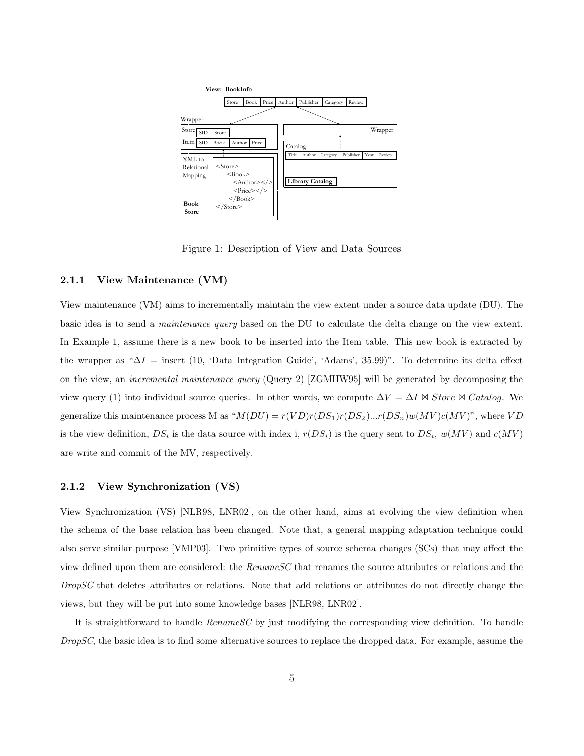Figure 1: Description of View and Data Sources

### 2.1.1 View Maintenance (VM)

View maintenance (VM) aims to incrementally maintain the view extent under a source data update (DU). The basic idea is to send a *maintenance query* based on the DU to calculate the delta change on the view extent. In Example 1, assume there is a new book to be inserted into the Item table. This new book is extracted by the wrapper as "$\Delta I$ = insert (10, 'Data Integration Guide', 'Adams', 35.99)". To determine its delta effect on the view, an *incremental maintenance query* (Query 2) [ZGMHW95] will be generated by decomposing the view query (1) into individual source queries. In other words, we compute $\Delta V = \Delta I \bowtie Store \bowtie Catalog$. We generalize this maintenance process M as "$M(DU) = r(VD)r(DS_1)r(DS_2)...r(DS_n)w(MV)c(MV)$", where $VD$ is the view definition, $DS_i$ is the data source with index i, $r(DS_i)$ is the query sent to $DS_i$, $w(MV)$ and $c(MV)$ are write and commit of the MV, respectively.

### 2.1.2 View Synchronization (VS)

View Synchronization (VS) [NLR98, LNR02], on the other hand, aims at evolving the view definition when the schema of the base relation has been changed. Note that, a general mapping adaptation technique could also serve similar purpose [VMP03]. Two primitive types of source schema changes (SCs) that may affect the view defined upon them are considered: the *RenameSC* that renames the source attributes or relations and the *DropSC* that deletes attributes or relations. Note that add relations or attributes do not directly change the views, but they will be put into some knowledge bases [NLR98, LNR02].

It is straightforward to handle *RenameSC* by just modifying the corresponding view definition. To handle *DropSC*, the basic idea is to find some alternative sources to replace the dropped data. For example, assume the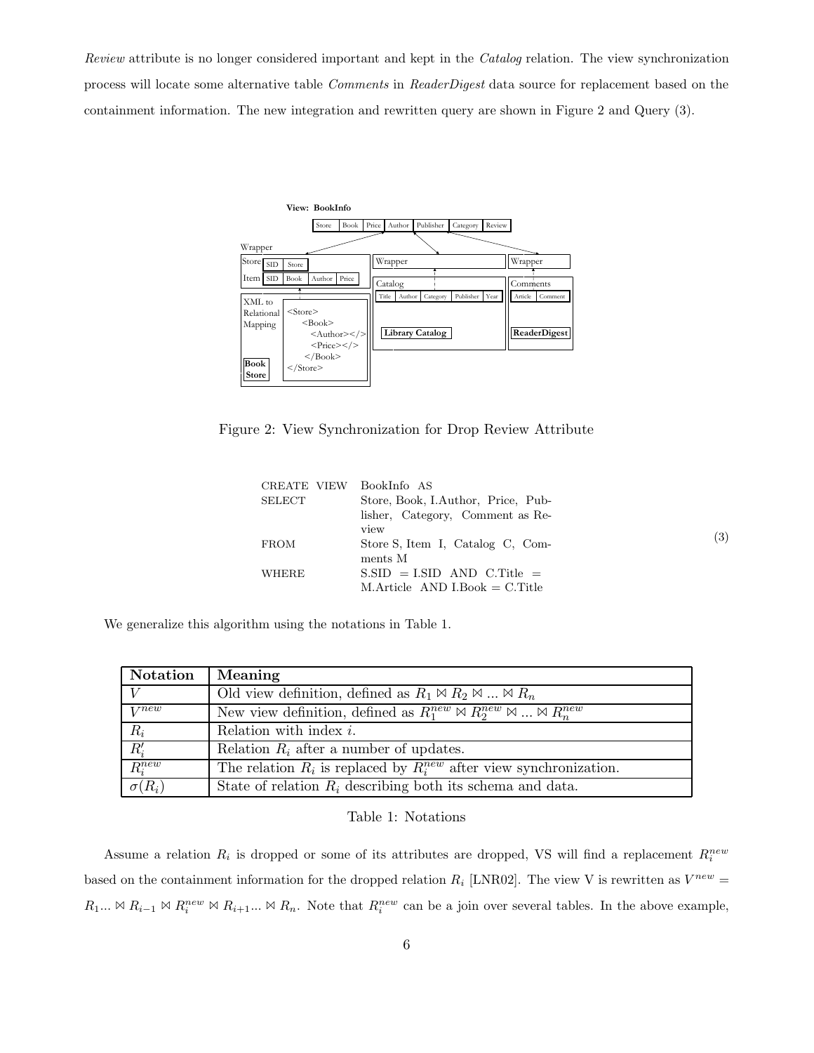*Review* attribute is no longer considered important and kept in the *Catalog* relation. The view synchronization process will locate some alternative table *Comments* in *ReaderDigest* data source for replacement based on the containment information. The new integration and rewritten query are shown in Figure 2 and Query (3).

Figure 2: View Synchronization for Drop Review Attribute

```
CREATE VIEW  BookInfo AS
SELECT       Store, Book, I.Author, Price, Publisher, Category, Comment as Review
FROM         Store S, Item I, Catalog C, Comments M
WHERE        S.SID = I.SID AND C.Title = M.Article AND I.Book = C.Title
```
(3)

We generalize this algorithm using the notations in Table 1.

| Notation | Meaning |
| --- | --- |
| $V$ | Old view definition, defined as $R_1 \bowtie R_2 \bowtie ... \bowtie R_n$ |
| $V^{new}$ | New view definition, defined as $R_1^{new} \bowtie R_2^{new} \bowtie ... \bowtie R_n^{new}$ |
| $R_i$ | Relation with index $i$. |
| $R_i'$ | Relation $R_i$ after a number of updates. |
| $R_i^{new}$ | The relation $R_i$ is replaced by $R_i^{new}$ after view synchronization. |
| $\sigma(R_i)$ | State of relation $R_i$ describing both its schema and data. |

Table 1: Notations

Assume a relation $R_i$ is dropped or some of its attributes are dropped, VS will find a replacement $R_i^{new}$ based on the containment information for the dropped relation $R_i$ [LNR02]. The view V is rewritten as $V^{new} = R_1 ... \bowtie R_{i-1} \bowtie R_i^{new} \bowtie R_{i+1} ... \bowtie R_n$. Note that $R_i^{new}$ can be a join over several tables. In the above example,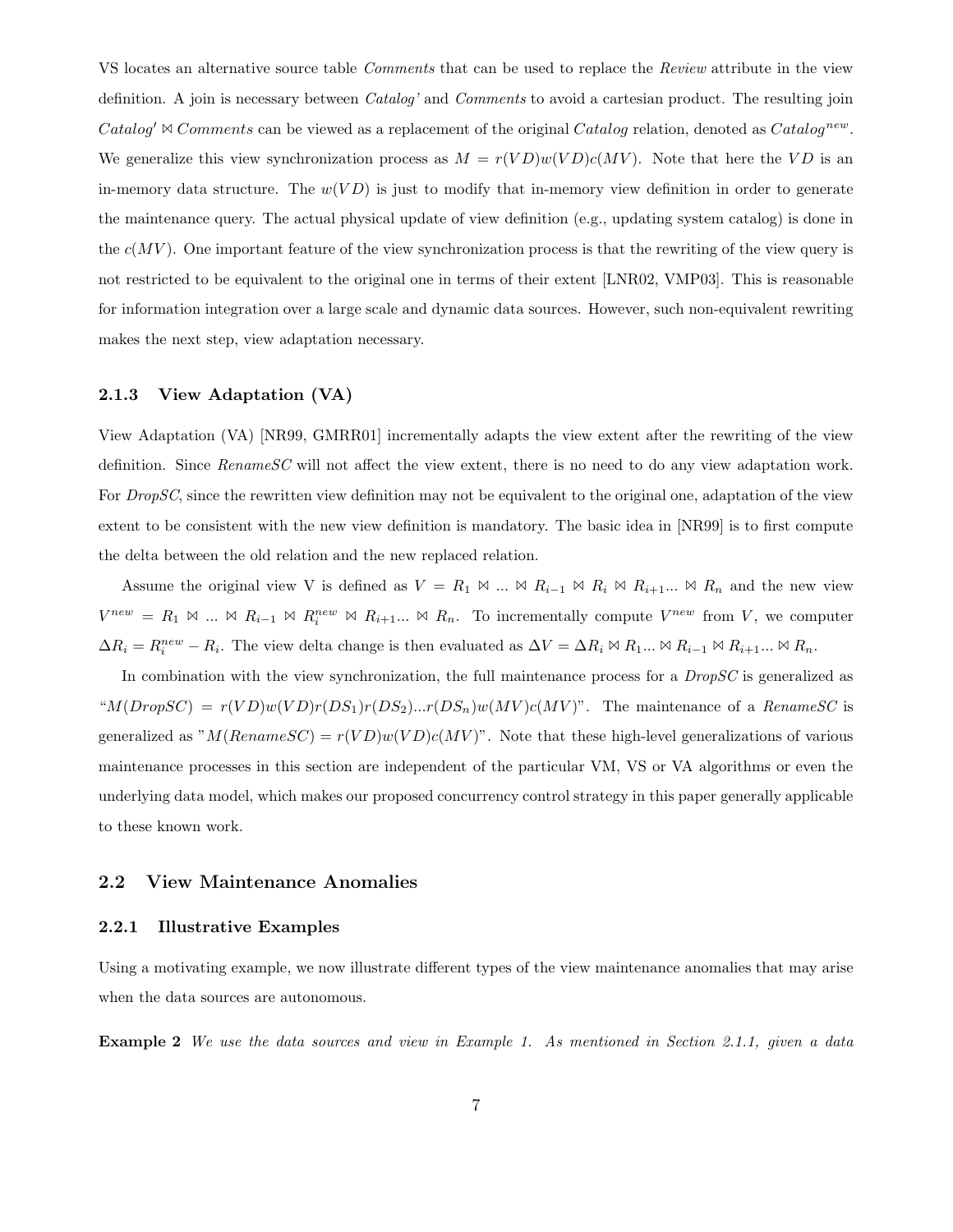VS locates an alternative source table *Comments* that can be used to replace the *Review* attribute in the view definition. A join is necessary between *Catalog'* and *Comments* to avoid a cartesian product. The resulting join $Catalog' \bowtie Comments$ can be viewed as a replacement of the original *Catalog* relation, denoted as $Catalog^{new}$. We generalize this view synchronization process as $M = r(VD)w(VD)c(MV)$. Note that here the $VD$ is an in-memory data structure. The $w(VD)$ is just to modify that in-memory view definition in order to generate the maintenance query. The actual physical update of view definition (e.g., updating system catalog) is done in the $c(MV)$. One important feature of the view synchronization process is that the rewriting of the view query is not restricted to be equivalent to the original one in terms of their extent [LNR02, VMP03]. This is reasonable for information integration over a large scale and dynamic data sources. However, such non-equivalent rewriting makes the next step, view adaptation necessary.

### 2.1.3 View Adaptation (VA)

View Adaptation (VA) [NR99, GMRR01] incrementally adapts the view extent after the rewriting of the view definition. Since *RenameSC* will not affect the view extent, there is no need to do any view adaptation work. For *DropSC*, since the rewritten view definition may not be equivalent to the original one, adaptation of the view extent to be consistent with the new view definition is mandatory. The basic idea in [NR99] is to first compute the delta between the old relation and the new replaced relation.

Assume the original view V is defined as $V = R_1 \bowtie ... \bowtie R_{i-1} \bowtie R_i \bowtie R_{i+1} ... \bowtie R_n$ and the new view $V^{new} = R_1 \bowtie ... \bowtie R_{i-1} \bowtie R_i^{new} \bowtie R_{i+1} ... \bowtie R_n$. To incrementally compute $V^{new}$ from $V$, we computer $\Delta R_i = R_i^{new} - R_i$. The view delta change is then evaluated as $\Delta V = \Delta R_i \bowtie R_1 ... \bowtie R_{i-1} \bowtie R_{i+1} ... \bowtie R_n$.

In combination with the view synchronization, the full maintenance process for a *DropSC* is generalized as "$M(DropSC) = r(VD)w(VD)r(DS_1)r(DS_2)...r(DS_n)w(MV)c(MV)$". The maintenance of a *RenameSC* is generalized as "$M(RenameSC) = r(VD)w(VD)c(MV)$". Note that these high-level generalizations of various maintenance processes in this section are independent of the particular VM, VS or VA algorithms or even the underlying data model, which makes our proposed concurrency control strategy in this paper generally applicable to these known work.

## 2.2 View Maintenance Anomalies

### 2.2.1 Illustrative Examples

Using a motivating example, we now illustrate different types of the view maintenance anomalies that may arise when the data sources are autonomous.

**Example 2** *We use the data sources and view in Example 1. As mentioned in Section 2.1.1, given a data*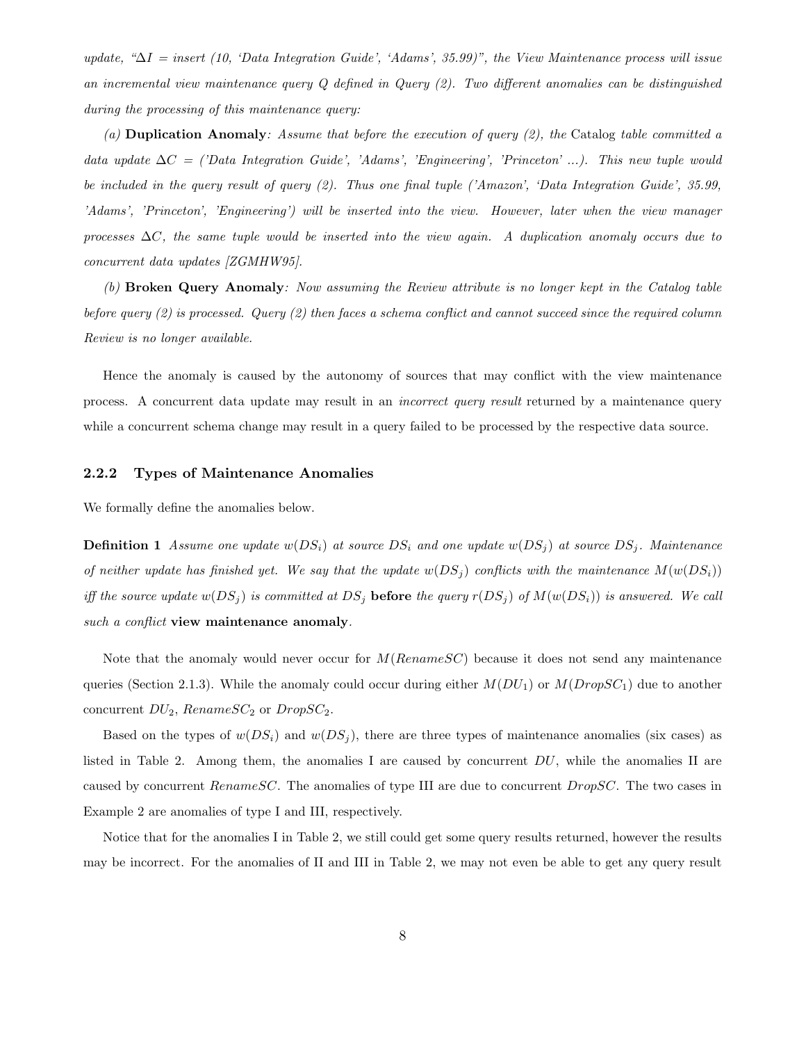*update, "$\Delta I$ = insert (10, 'Data Integration Guide', 'Adams', 35.99)", the View Maintenance process will issue an incremental view maintenance query Q defined in Query (2). Two different anomalies can be distinguished during the processing of this maintenance query:*

*(a)* **Duplication Anomaly***: Assume that before the execution of query (2), the* Catalog *table committed a data update $\Delta C$ = ('Data Integration Guide', 'Adams', 'Engineering', 'Princeton' ...). This new tuple would be included in the query result of query (2). Thus one final tuple ('Amazon', 'Data Integration Guide', 35.99, 'Adams', 'Princeton', 'Engineering') will be inserted into the view. However, later when the view manager processes $\Delta C$, the same tuple would be inserted into the view again. A duplication anomaly occurs due to concurrent data updates [ZGMHW95].*

*(b)* **Broken Query Anomaly***: Now assuming the Review attribute is no longer kept in the Catalog table before query (2) is processed. Query (2) then faces a schema conflict and cannot succeed since the required column Review is no longer available.*

Hence the anomaly is caused by the autonomy of sources that may conflict with the view maintenance process. A concurrent data update may result in an *incorrect query result* returned by a maintenance query while a concurrent schema change may result in a query failed to be processed by the respective data source.

### 2.2.2 Types of Maintenance Anomalies

We formally define the anomalies below.

**Definition 1** *Assume one update $w(DS_i)$ at source $DS_i$ and one update $w(DS_j)$ at source $DS_j$. Maintenance of neither update has finished yet. We say that the update $w(DS_j)$ conflicts with the maintenance $M(w(DS_i))$ iff the source update $w(DS_j)$ is committed at $DS_j$* **before** *the query $r(DS_j)$ of $M(w(DS_i))$ is answered. We call such a conflict* **view maintenance anomaly***.*

Note that the anomaly would never occur for $M(RenameSC)$ because it does not send any maintenance queries (Section 2.1.3). While the anomaly could occur during either $M(DU_1)$ or $M(DropSC_1)$ due to another concurrent $DU_2$, $RenameSC_2$ or $DropSC_2$.

Based on the types of $w(DS_i)$ and $w(DS_j)$, there are three types of maintenance anomalies (six cases) as listed in Table 2. Among them, the anomalies I are caused by concurrent $DU$, while the anomalies II are caused by concurrent $RenameSC$. The anomalies of type III are due to concurrent $DropSC$. The two cases in Example 2 are anomalies of type I and III, respectively.

Notice that for the anomalies I in Table 2, we still could get some query results returned, however the results may be incorrect. For the anomalies of II and III in Table 2, we may not even be able to get any query result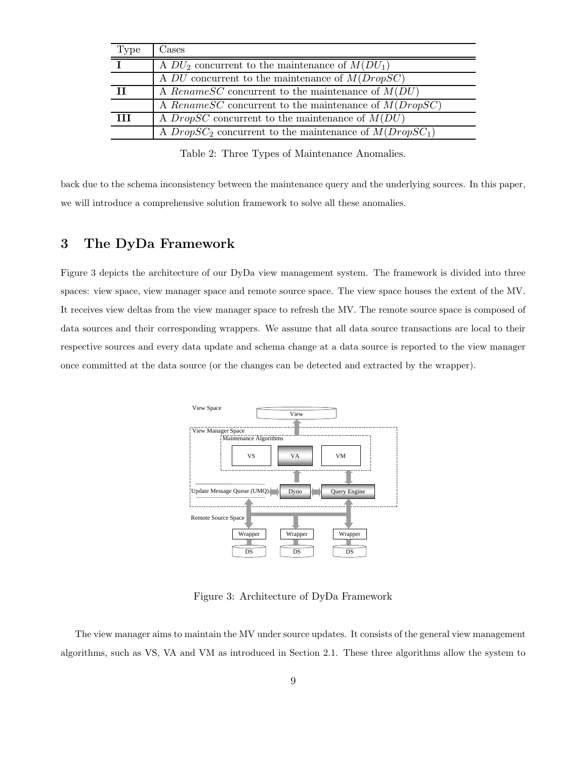| Type | Cases |
|---|---|
| **I** | A $DU_2$ concurrent to the maintenance of $M(DU_1)$ |
| | A $DU$ concurrent to the maintenance of $M(DropSC)$ |
| **II** | A $RenameSC$ concurrent to the maintenance of $M(DU)$ |
| | A $RenameSC$ concurrent to the maintenance of $M(DropSC)$ |
| **III** | A $DropSC$ concurrent to the maintenance of $M(DU)$ |
| | A $DropSC_2$ concurrent to the maintenance of $M(DropSC_1)$ |

Table 2: Three Types of Maintenance Anomalies.

back due to the schema inconsistency between the maintenance query and the underlying sources. In this paper, we will introduce a comprehensive solution framework to solve all these anomalies.

# 3 The DyDa Framework

Figure 3 depicts the architecture of our DyDa view management system. The framework is divided into three spaces: view space, view manager space and remote source space. The view space houses the extent of the MV. It receives view deltas from the view manager space to refresh the MV. The remote source space is composed of data sources and their corresponding wrappers. We assume that all data source transactions are local to their respective sources and every data update and schema change at a data source is reported to the view manager once committed at the data source (or the changes can be detected and extracted by the wrapper).

Figure 3: Architecture of DyDa Framework

The view manager aims to maintain the MV under source updates. It consists of the general view management algorithms, such as VS, VA and VM as introduced in Section 2.1. These three algorithms allow the system to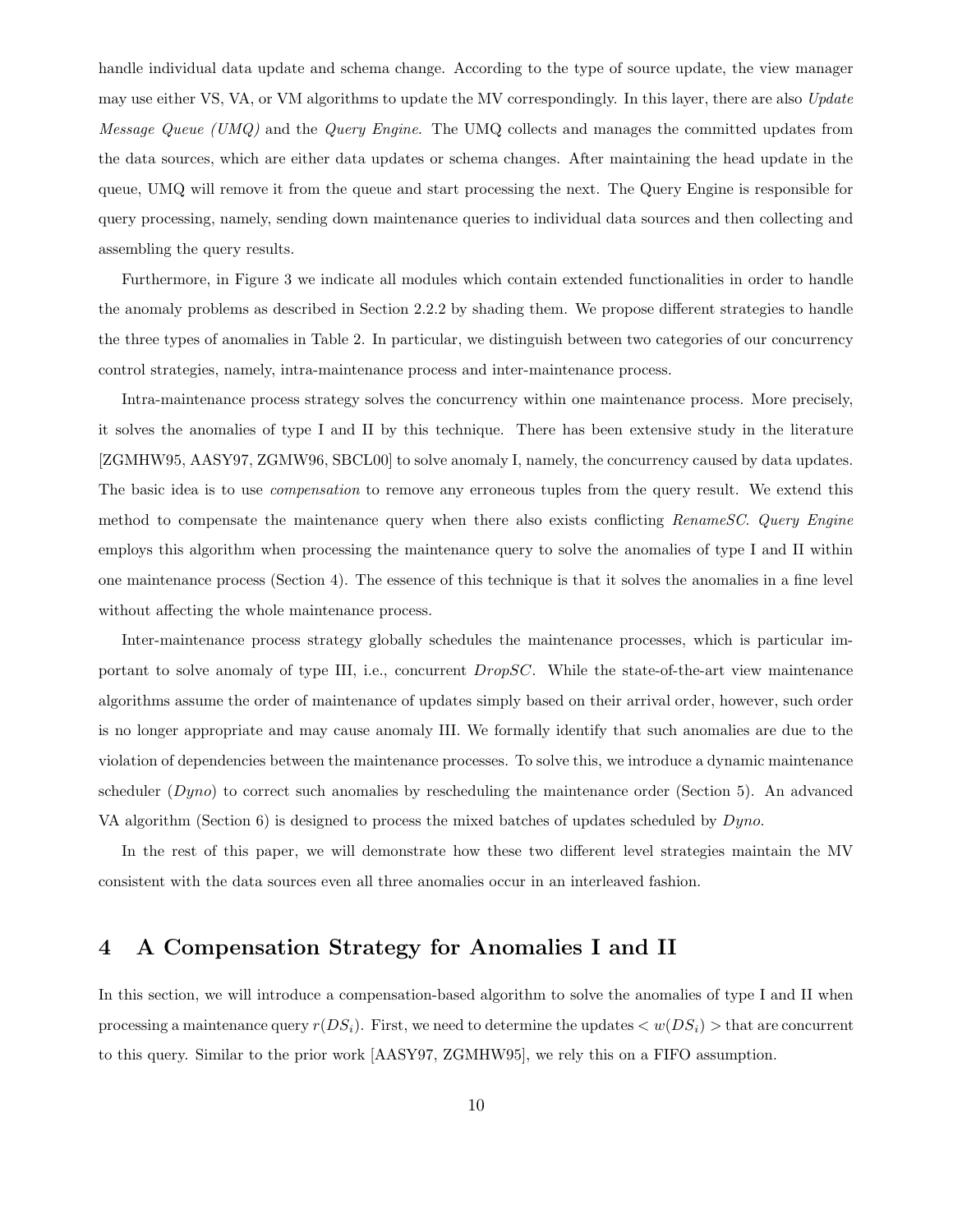handle individual data update and schema change. According to the type of source update, the view manager may use either VS, VA, or VM algorithms to update the MV correspondingly. In this layer, there are also *Update Message Queue (UMQ)* and the *Query Engine*. The UMQ collects and manages the committed updates from the data sources, which are either data updates or schema changes. After maintaining the head update in the queue, UMQ will remove it from the queue and start processing the next. The Query Engine is responsible for query processing, namely, sending down maintenance queries to individual data sources and then collecting and assembling the query results.

Furthermore, in Figure 3 we indicate all modules which contain extended functionalities in order to handle the anomaly problems as described in Section 2.2.2 by shading them. We propose different strategies to handle the three types of anomalies in Table 2. In particular, we distinguish between two categories of our concurrency control strategies, namely, intra-maintenance process and inter-maintenance process.

Intra-maintenance process strategy solves the concurrency within one maintenance process. More precisely, it solves the anomalies of type I and II by this technique. There has been extensive study in the literature [ZGMHW95, AASY97, ZGMW96, SBCL00] to solve anomaly I, namely, the concurrency caused by data updates. The basic idea is to use *compensation* to remove any erroneous tuples from the query result. We extend this method to compensate the maintenance query when there also exists conflicting *RenameSC*. *Query Engine* employs this algorithm when processing the maintenance query to solve the anomalies of type I and II within one maintenance process (Section 4). The essence of this technique is that it solves the anomalies in a fine level without affecting the whole maintenance process.

Inter-maintenance process strategy globally schedules the maintenance processes, which is particular important to solve anomaly of type III, i.e., concurrent *DropSC*. While the state-of-the-art view maintenance algorithms assume the order of maintenance of updates simply based on their arrival order, however, such order is no longer appropriate and may cause anomaly III. We formally identify that such anomalies are due to the violation of dependencies between the maintenance processes. To solve this, we introduce a dynamic maintenance scheduler (*Dyno*) to correct such anomalies by rescheduling the maintenance order (Section 5). An advanced VA algorithm (Section 6) is designed to process the mixed batches of updates scheduled by *Dyno*.

In the rest of this paper, we will demonstrate how these two different level strategies maintain the MV consistent with the data sources even all three anomalies occur in an interleaved fashion.

## 4 A Compensation Strategy for Anomalies I and II

In this section, we will introduce a compensation-based algorithm to solve the anomalies of type I and II when processing a maintenance query $r(DS_i)$. First, we need to determine the updates $< w(DS_i) >$ that are concurrent to this query. Similar to the prior work [AASY97, ZGMHW95], we rely this on a FIFO assumption.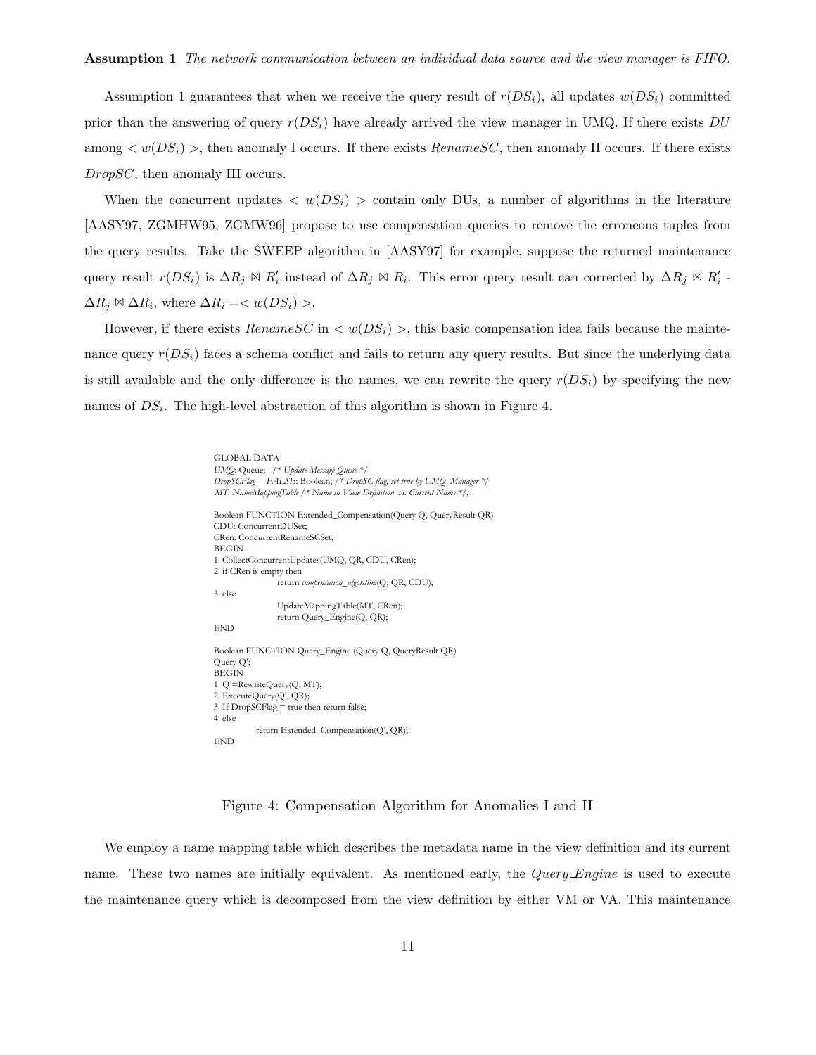**Assumption 1** *The network communication between an individual data source and the view manager is FIFO.*

Assumption 1 guarantees that when we receive the query result of $r(DS_i)$, all updates $w(DS_i)$ committed prior than the answering of query $r(DS_i)$ have already arrived the view manager in UMQ. If there exists $DU$ among $< w(DS_i) >$, then anomaly I occurs. If there exists $RenameSC$, then anomaly II occurs. If there exists $DropSC$, then anomaly III occurs.

When the concurrent updates $< w(DS_i) >$ contain only DUs, a number of algorithms in the literature [AASY97, ZGMHW95, ZGMW96] propose to use compensation queries to remove the erroneous tuples from the query results. Take the SWEEP algorithm in [AASY97] for example, suppose the returned maintenance query result $r(DS_i)$ is $\Delta R_j \bowtie R'_i$ instead of $\Delta R_j \bowtie R_i$. This error query result can corrected by $\Delta R_j \bowtie R'_i$ - $\Delta R_j \bowtie \Delta R_i$, where $\Delta R_i =< w(DS_i) >$.

However, if there exists $RenameSC$ in $< w(DS_i) >$, this basic compensation idea fails because the maintenance query $r(DS_i)$ faces a schema conflict and fails to return any query results. But since the underlying data is still available and the only difference is the names, we can rewrite the query $r(DS_i)$ by specifying the new names of $DS_i$. The high-level abstraction of this algorithm is shown in Figure 4.

```
GLOBAL DATA
UMQ: Queue;   /* Update Message Queue */
DropSCFlag = FALSE: Boolean; /* DropSC flag, set true by UMQ_Manager */
MT: NameMappingTable /* Name in View Definition .vs. Current Name */;

Boolean FUNCTION Extended_Compensation(Query Q, QueryResult QR)
CDU: ConcurrentDUSet;
CRen: ConcurrentRenameSCSet;
BEGIN
1. CollectConcurrentUpdates(UMQ, QR, CDU, CRen);
2. if CRen is empty then
        return compensation_algorithm(Q, QR, CDU);
3. else
        UpdateMappingTable(MT, CRen);
        return Query_Engine(Q, QR);
END

Boolean FUNCTION Query_Engine (Query Q, QueryResult QR)
Query Q';
BEGIN
1. Q'=RewriteQuery(Q, MT);
2. ExecuteQuery(Q', QR);
3. If DropSCFlag = true then return false;
4. else
        return Extended_Compensation(Q', QR);
END
```

Figure 4: Compensation Algorithm for Anomalies I and II

We employ a name mapping table which describes the metadata name in the view definition and its current name. These two names are initially equivalent. As mentioned early, the *Query_Engine* is used to execute the maintenance query which is decomposed from the view definition by either VM or VA. This maintenance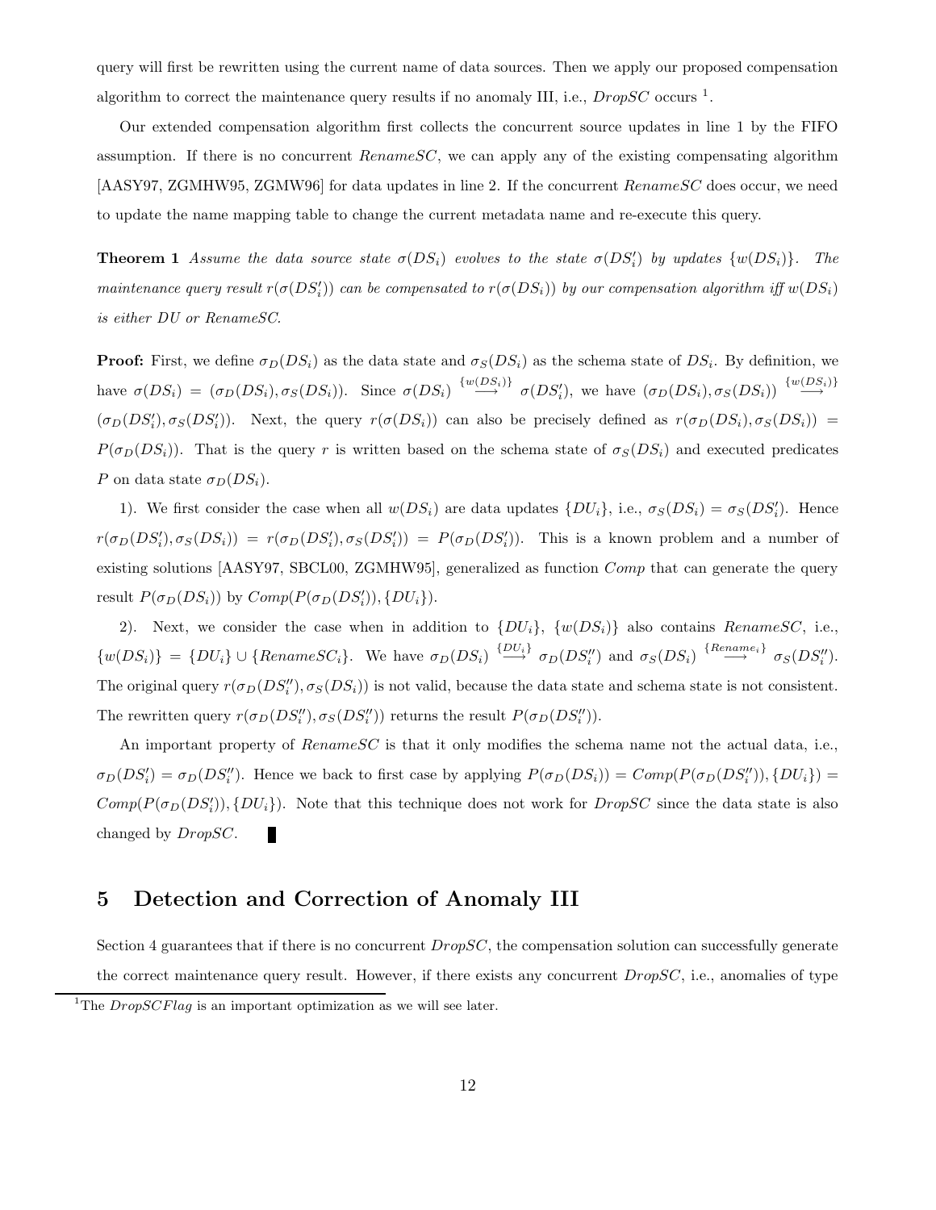query will first be rewritten using the current name of data sources. Then we apply our proposed compensation algorithm to correct the maintenance query results if no anomaly III, i.e., *DropSC* occurs [1].

Our extended compensation algorithm first collects the concurrent source updates in line 1 by the FIFO assumption. If there is no concurrent *RenameSC*, we can apply any of the existing compensating algorithm [AASY97, ZGMHW95, ZGMW96] for data updates in line 2. If the concurrent *RenameSC* does occur, we need to update the name mapping table to change the current metadata name and re-execute this query.

**Theorem 1** *Assume the data source state $\sigma(DS_i)$ evolves to the state $\sigma(DS_i')$ by updates $\{w(DS_i)\}$. The maintenance query result $r(\sigma(DS_i'))$ can be compensated to $r(\sigma(DS_i))$ by our compensation algorithm iff $w(DS_i)$ is either DU or RenameSC.*

**Proof:** First, we define $\sigma_D(DS_i)$ as the data state and $\sigma_S(DS_i)$ as the schema state of $DS_i$. By definition, we have $\sigma(DS_i) = (\sigma_D(DS_i), \sigma_S(DS_i))$. Since $\sigma(DS_i) \stackrel{\{w(DS_i)\}}{\longrightarrow} \sigma(DS_i')$, we have $(\sigma_D(DS_i), \sigma_S(DS_i)) \stackrel{\{w(DS_i)\}}{\longrightarrow} (\sigma_D(DS_i'), \sigma_S(DS_i'))$. Next, the query $r(\sigma(DS_i))$ can also be precisely defined as $r(\sigma_D(DS_i), \sigma_S(DS_i)) = P(\sigma_D(DS_i))$. That is the query $r$ is written based on the schema state of $\sigma_S(DS_i)$ and executed predicates $P$ on data state $\sigma_D(DS_i)$.

1). We first consider the case when all $w(DS_i)$ are data updates $\{DU_i\}$, i.e., $\sigma_S(DS_i) = \sigma_S(DS_i')$. Hence $r(\sigma_D(DS_i'), \sigma_S(DS_i)) = r(\sigma_D(DS_i'), \sigma_S(DS_i')) = P(\sigma_D(DS_i'))$. This is a known problem and a number of existing solutions [AASY97, SBCL00, ZGMHW95], generalized as function *Comp* that can generate the query result $P(\sigma_D(DS_i))$ by $Comp(P(\sigma_D(DS_i')), \{DU_i\})$.

2). Next, we consider the case when in addition to $\{DU_i\}$, $\{w(DS_i)\}$ also contains *RenameSC*, i.e., $\{w(DS_i)\} = \{DU_i\} \cup \{RenameSC_i\}$. We have $\sigma_D(DS_i) \stackrel{\{DU_i\}}{\longrightarrow} \sigma_D(DS_i'')$ and $\sigma_S(DS_i) \stackrel{\{Rename_i\}}{\longrightarrow} \sigma_S(DS_i'')$. The original query $r(\sigma_D(DS_i''), \sigma_S(DS_i))$ is not valid, because the data state and schema state is not consistent. The rewritten query $r(\sigma_D(DS_i''), \sigma_S(DS_i''))$ returns the result $P(\sigma_D(DS_i''))$.

An important property of *RenameSC* is that it only modifies the schema name not the actual data, i.e., $\sigma_D(DS_i') = \sigma_D(DS_i'')$. Hence we back to first case by applying $P(\sigma_D(DS_i)) = Comp(P(\sigma_D(DS_i'')), \{DU_i\}) = Comp(P(\sigma_D(DS_i')), \{DU_i\})$. Note that this technique does not work for *DropSC* since the data state is also changed by *DropSC*. ∎

## 5 Detection and Correction of Anomaly III

Section 4 guarantees that if there is no concurrent *DropSC*, the compensation solution can successfully generate the correct maintenance query result. However, if there exists any concurrent *DropSC*, i.e., anomalies of type

[1] The *DropSCFlag* is an important optimization as we will see later.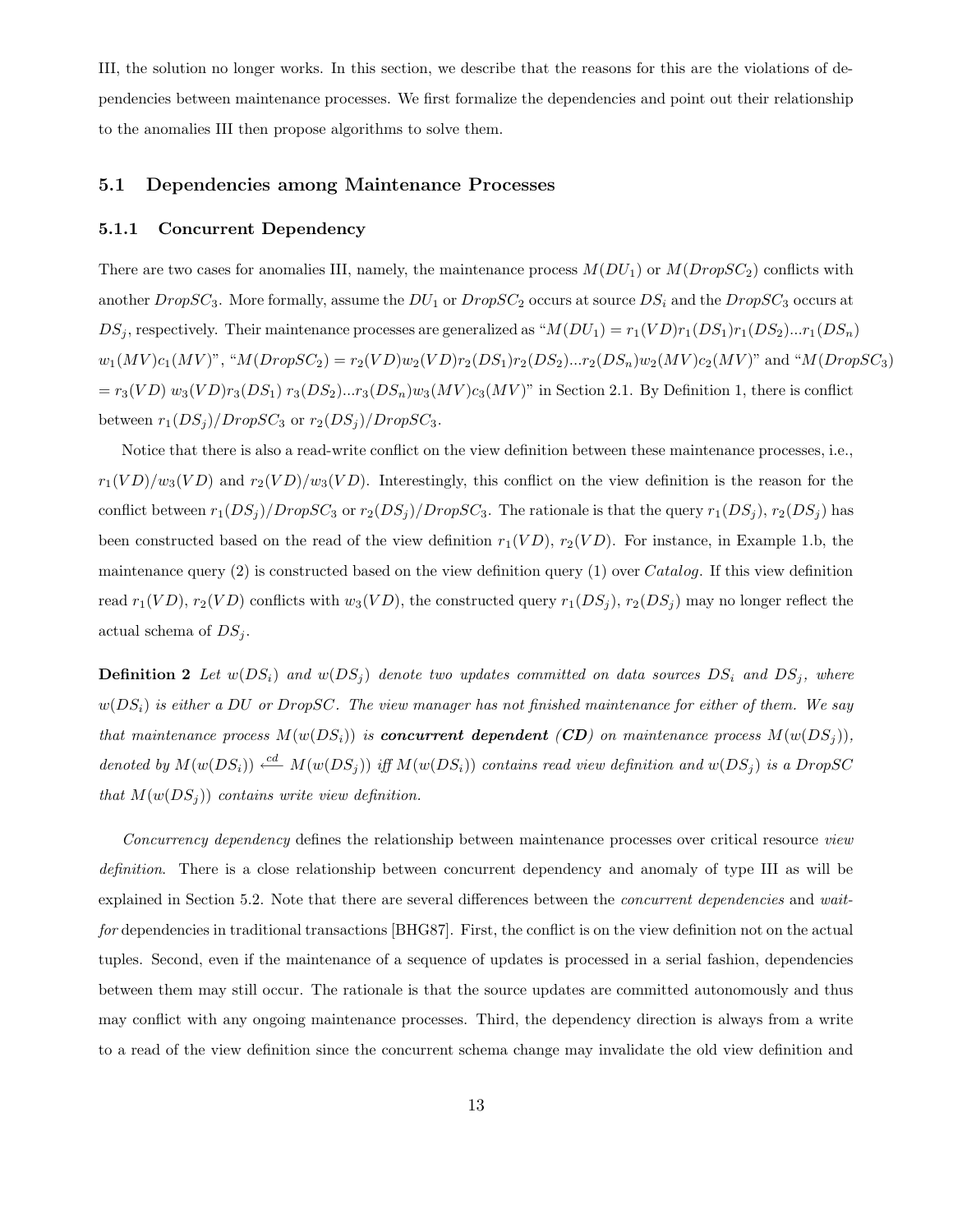III, the solution no longer works. In this section, we describe that the reasons for this are the violations of dependencies between maintenance processes. We first formalize the dependencies and point out their relationship to the anomalies III then propose algorithms to solve them.

## 5.1 Dependencies among Maintenance Processes

### 5.1.1 Concurrent Dependency

There are two cases for anomalies III, namely, the maintenance process $M(DU_1)$ or $M(DropSC_2)$ conflicts with another $DropSC_3$. More formally, assume the $DU_1$ or $DropSC_2$ occurs at source $DS_i$ and the $DropSC_3$ occurs at $DS_j$, respectively. Their maintenance processes are generalized as "$M(DU_1) = r_1(VD)r_1(DS_1)r_1(DS_2)...r_1(DS_n)$ $w_1(MV)c_1(MV)$", "$M(DropSC_2) = r_2(VD)w_2(VD)r_2(DS_1)r_2(DS_2)...r_2(DS_n)w_2(MV)c_2(MV)$" and "$M(DropSC_3)$ $= r_3(VD)$ $w_3(VD)r_3(DS_1)$ $r_3(DS_2)...r_3(DS_n)w_3(MV)c_3(MV)$" in Section 2.1. By Definition 1, there is conflict between $r_1(DS_j)/DropSC_3$ or $r_2(DS_j)/DropSC_3$.

Notice that there is also a read-write conflict on the view definition between these maintenance processes, i.e., $r_1(VD)/w_3(VD)$ and $r_2(VD)/w_3(VD)$. Interestingly, this conflict on the view definition is the reason for the conflict between $r_1(DS_j)/DropSC_3$ or $r_2(DS_j)/DropSC_3$. The rationale is that the query $r_1(DS_j)$, $r_2(DS_j)$ has been constructed based on the read of the view definition $r_1(VD)$, $r_2(VD)$. For instance, in Example 1.b, the maintenance query (2) is constructed based on the view definition query (1) over *Catalog*. If this view definition read $r_1(VD)$, $r_2(VD)$ conflicts with $w_3(VD)$, the constructed query $r_1(DS_j)$, $r_2(DS_j)$ may no longer reflect the actual schema of $DS_j$.

**Definition 2** *Let $w(DS_i)$ and $w(DS_j)$ denote two updates committed on data sources $DS_i$ and $DS_j$, where $w(DS_i)$ is either a DU or DropSC. The view manager has not finished maintenance for either of them. We say that maintenance process $M(w(DS_i))$ is **concurrent dependent (CD)** on maintenance process $M(w(DS_j))$, denoted by $M(w(DS_i)) \overset{cd}{\longleftarrow} M(w(DS_j))$ iff $M(w(DS_i))$ contains read view definition and $w(DS_j)$ is a DropSC that $M(w(DS_j))$ contains write view definition.*

*Concurrency dependency* defines the relationship between maintenance processes over critical resource *view definition*. There is a close relationship between concurrent dependency and anomaly of type III as will be explained in Section 5.2. Note that there are several differences between the *concurrent dependencies* and *wait-for* dependencies in traditional transactions [BHG87]. First, the conflict is on the view definition not on the actual tuples. Second, even if the maintenance of a sequence of updates is processed in a serial fashion, dependencies between them may still occur. The rationale is that the source updates are committed autonomously and thus may conflict with any ongoing maintenance processes. Third, the dependency direction is always from a write to a read of the view definition since the concurrent schema change may invalidate the old view definition and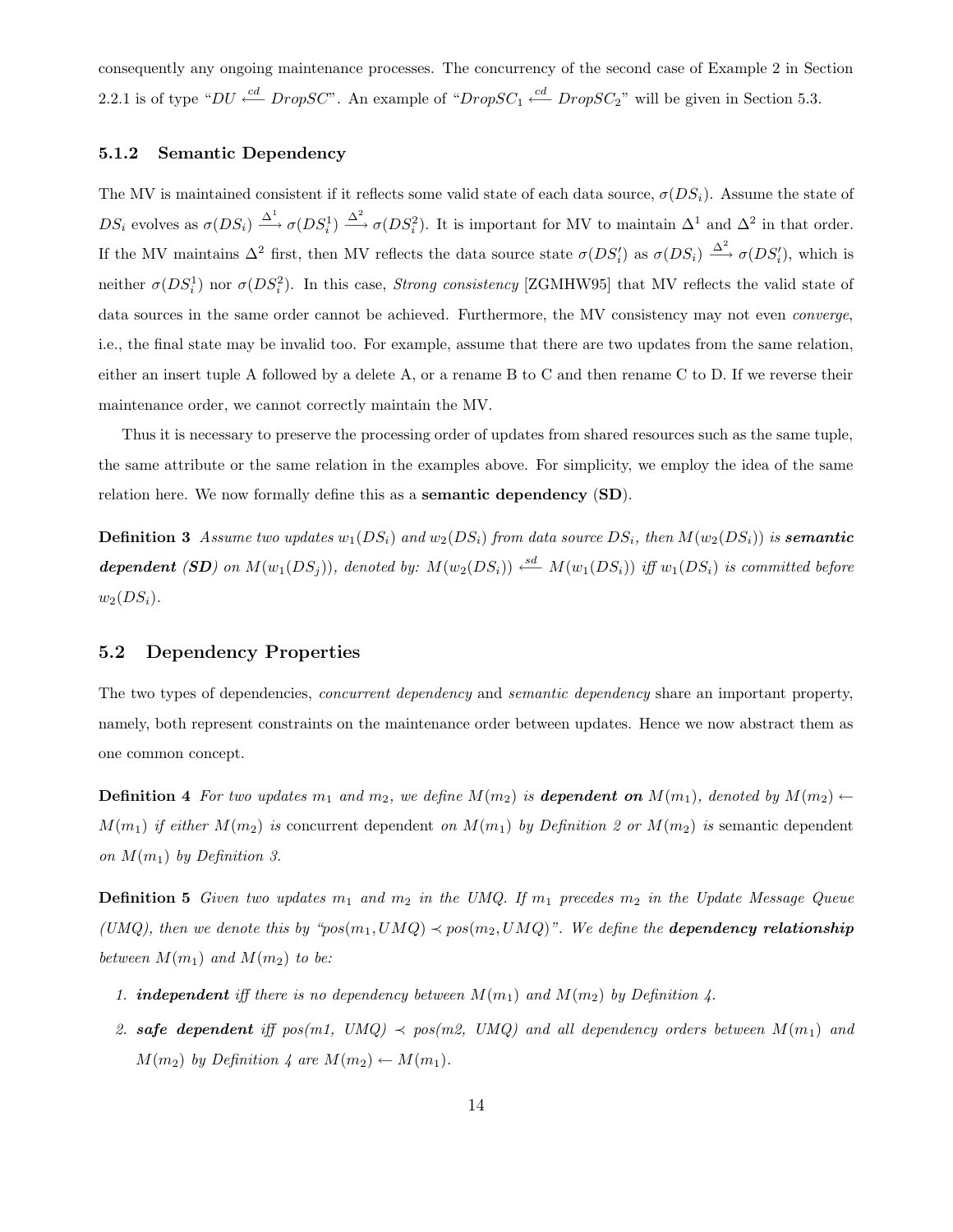consequently any ongoing maintenance processes. The concurrency of the second case of Example 2 in Section 2.2.1 is of type "$DU \xleftarrow{cd} DropSC$". An example of "$DropSC_1 \xleftarrow{cd} DropSC_2$" will be given in Section 5.3.

### 5.1.2 Semantic Dependency

The MV is maintained consistent if it reflects some valid state of each data source, $\sigma(DS_i)$. Assume the state of $DS_i$ evolves as $\sigma(DS_i) \xrightarrow{\Delta^1} \sigma(DS_i^1) \xrightarrow{\Delta^2} \sigma(DS_i^2)$. It is important for MV to maintain $\Delta^1$ and $\Delta^2$ in that order. If the MV maintains $\Delta^2$ first, then MV reflects the data source state $\sigma(DS_i')$ as $\sigma(DS_i) \xrightarrow{\Delta^2} \sigma(DS_i')$, which is neither $\sigma(DS_i^1)$ nor $\sigma(DS_i^2)$. In this case, *Strong consistency* [ZGMHW95] that MV reflects the valid state of data sources in the same order cannot be achieved. Furthermore, the MV consistency may not even *converge*, i.e., the final state may be invalid too. For example, assume that there are two updates from the same relation, either an insert tuple A followed by a delete A, or a rename B to C and then rename C to D. If we reverse their maintenance order, we cannot correctly maintain the MV.

Thus it is necessary to preserve the processing order of updates from shared resources such as the same tuple, the same attribute or the same relation in the examples above. For simplicity, we employ the idea of the same relation here. We now formally define this as a **semantic dependency** (**SD**).

**Definition 3** *Assume two updates $w_1(DS_i)$ and $w_2(DS_i)$ from data source $DS_i$, then $M(w_2(DS_i))$ is **semantic dependent (SD)** on $M(w_1(DS_j))$, denoted by: $M(w_2(DS_i)) \xleftarrow{sd} M(w_1(DS_i))$ iff $w_1(DS_i)$ is committed before $w_2(DS_i)$.*

## 5.2 Dependency Properties

The two types of dependencies, *concurrent dependency* and *semantic dependency* share an important property, namely, both represent constraints on the maintenance order between updates. Hence we now abstract them as one common concept.

**Definition 4** *For two updates $m_1$ and $m_2$, we define $M(m_2)$ is **dependent on** $M(m_1)$, denoted by $M(m_2) \leftarrow M(m_1)$ if either $M(m_2)$ is* concurrent dependent *on $M(m_1)$ by Definition 2 or $M(m_2)$ is* semantic dependent *on $M(m_1)$ by Definition 3.*

**Definition 5** *Given two updates $m_1$ and $m_2$ in the UMQ. If $m_1$ precedes $m_2$ in the Update Message Queue (UMQ), then we denote this by "$pos(m_1, UMQ) \prec pos(m_2, UMQ)$". We define the **dependency relationship** between $M(m_1)$ and $M(m_2)$ to be:*

1. ***independent** iff there is no dependency between $M(m_1)$ and $M(m_2)$ by Definition 4.*
2. ***safe dependent** iff $pos(m1, UMQ) \prec pos(m2, UMQ)$ and all dependency orders between $M(m_1)$ and $M(m_2)$ by Definition 4 are $M(m_2) \leftarrow M(m_1)$.*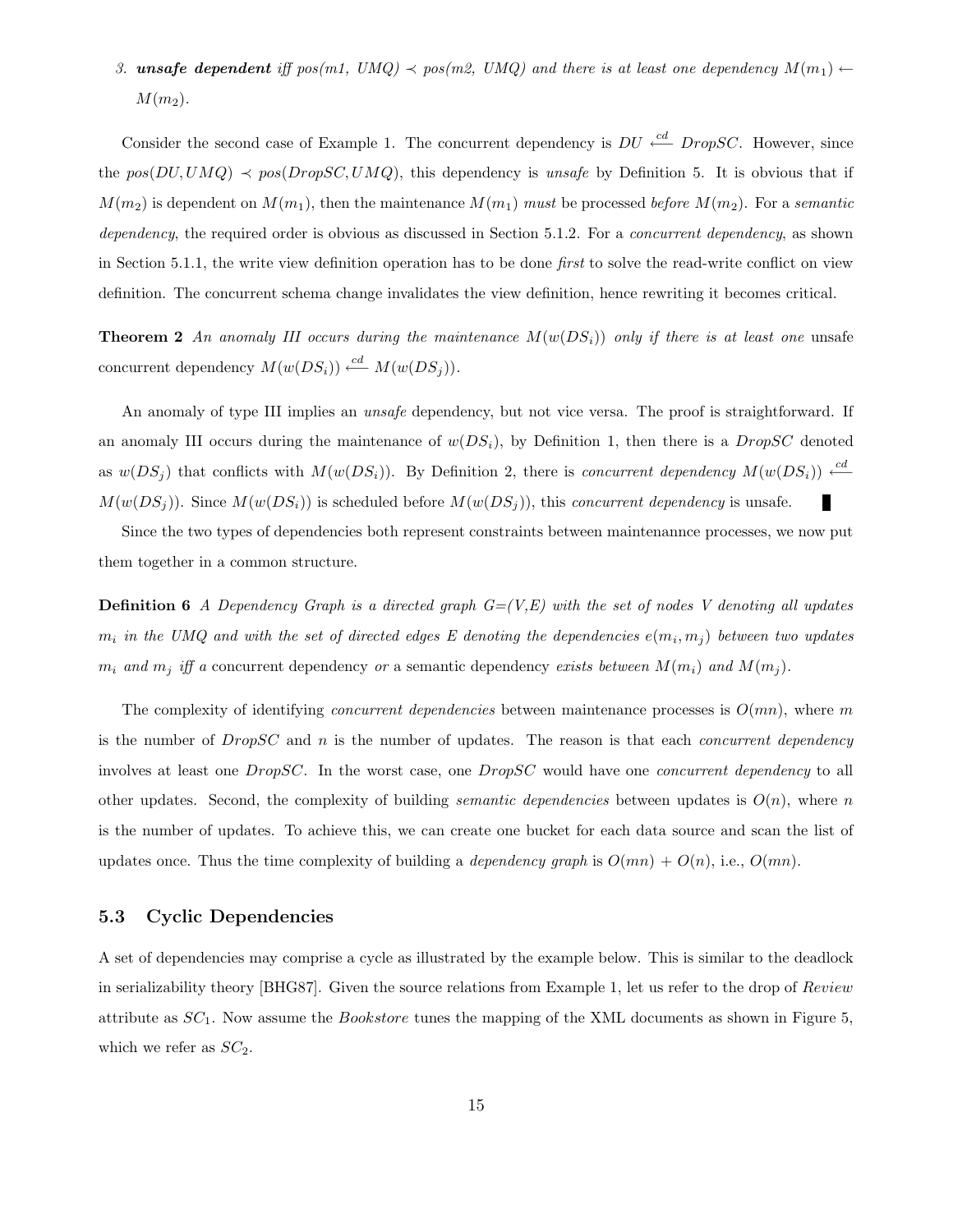3. ***unsafe dependent*** *iff pos(m1, UMQ)* $\prec$ *pos(m2, UMQ) and there is at least one dependency* $M(m_1) \leftarrow M(m_2)$.

Consider the second case of Example 1. The concurrent dependency is $DU \overset{cd}{\longleftarrow} DropSC$. However, since the $pos(DU, UMQ) \prec pos(DropSC, UMQ)$, this dependency is *unsafe* by Definition 5. It is obvious that if $M(m_2)$ is dependent on $M(m_1)$, then the maintenance $M(m_1)$ *must* be processed *before* $M(m_2)$. For a *semantic dependency*, the required order is obvious as discussed in Section 5.1.2. For a *concurrent dependency*, as shown in Section 5.1.1, the write view definition operation has to be done *first* to solve the read-write conflict on view definition. The concurrent schema change invalidates the view definition, hence rewriting it becomes critical.

**Theorem 2** *An anomaly III occurs during the maintenance* $M(w(DS_i))$ *only if there is at least one* unsafe concurrent dependency $M(w(DS_i)) \overset{cd}{\longleftarrow} M(w(DS_j))$.

An anomaly of type III implies an *unsafe* dependency, but not vice versa. The proof is straightforward. If an anomaly III occurs during the maintenance of $w(DS_i)$, by Definition 1, then there is a *DropSC* denoted as $w(DS_j)$ that conflicts with $M(w(DS_i))$. By Definition 2, there is *concurrent dependency* $M(w(DS_i)) \overset{cd}{\longleftarrow} M(w(DS_j))$. Since $M(w(DS_i))$ is scheduled before $M(w(DS_j))$, this *concurrent dependency* is unsafe. ∎

Since the two types of dependencies both represent constraints between maintenannce processes, we now put them together in a common structure.

**Definition 6** *A Dependency Graph is a directed graph G=(V,E) with the set of nodes V denoting all updates* $m_i$ *in the UMQ and with the set of directed edges E denoting the dependencies* $e(m_i, m_j)$ *between two updates* $m_i$ *and* $m_j$ *iff a* concurrent dependency *or* a semantic dependency *exists between* $M(m_i)$ *and* $M(m_j)$.

The complexity of identifying *concurrent dependencies* between maintenance processes is $O(mn)$, where $m$ is the number of *DropSC* and $n$ is the number of updates. The reason is that each *concurrent dependency* involves at least one *DropSC*. In the worst case, one *DropSC* would have one *concurrent dependency* to all other updates. Second, the complexity of building *semantic dependencies* between updates is $O(n)$, where $n$ is the number of updates. To achieve this, we can create one bucket for each data source and scan the list of updates once. Thus the time complexity of building a *dependency graph* is $O(mn) + O(n)$, i.e., $O(mn)$.

## 5.3 Cyclic Dependencies

A set of dependencies may comprise a cycle as illustrated by the example below. This is similar to the deadlock in serializability theory [BHG87]. Given the source relations from Example 1, let us refer to the drop of *Review* attribute as $SC_1$. Now assume the *Bookstore* tunes the mapping of the XML documents as shown in Figure 5, which we refer as $SC_2$.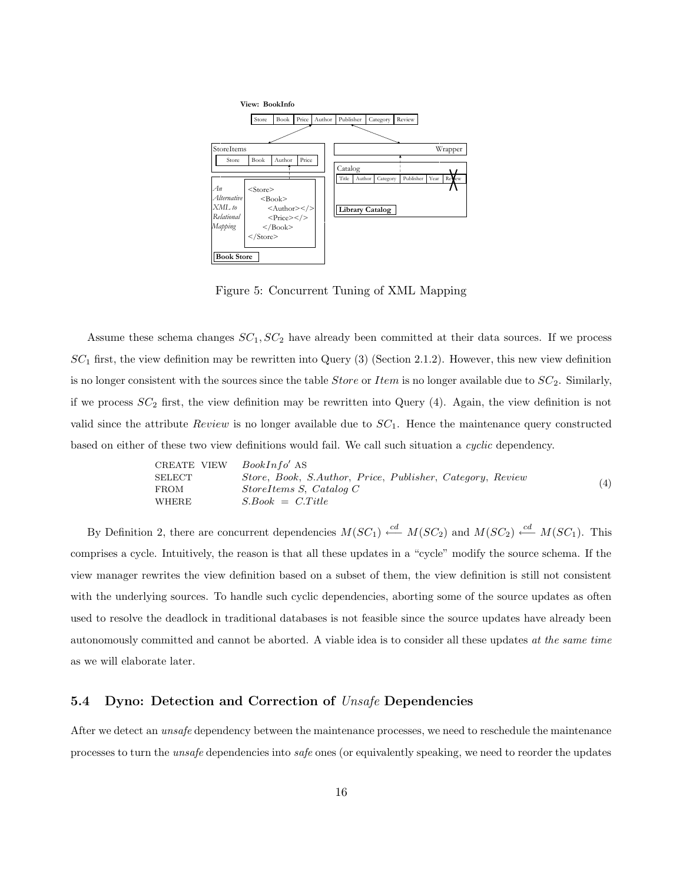Figure 5: Concurrent Tuning of XML Mapping

Assume these schema changes $SC_1, SC_2$ have already been committed at their data sources. If we process $SC_1$ first, the view definition may be rewritten into Query (3) (Section 2.1.2). However, this new view definition is no longer consistent with the sources since the table *Store* or *Item* is no longer available due to $SC_2$. Similarly, if we process $SC_2$ first, the view definition may be rewritten into Query (4). Again, the view definition is not valid since the attribute *Review* is no longer available due to $SC_1$. Hence the maintenance query constructed based on either of these two view definitions would fail. We call such situation a *cyclic* dependency.

$$
\begin{array}{ll}
\text{CREATE VIEW} & BookInfo' \text{ AS} \\
\text{SELECT} & Store,\ Book,\ S.Author,\ Price,\ Publisher,\ Category,\ Review \\
\text{FROM} & StoreItems\ S,\ Catalog\ C \\
\text{WHERE} & S.Book\ =\ C.Title
\end{array}
\tag{4}
$$

By Definition 2, there are concurrent dependencies $M(SC_1) \stackrel{cd}{\longleftarrow} M(SC_2)$ and $M(SC_2) \stackrel{cd}{\longleftarrow} M(SC_1)$. This comprises a cycle. Intuitively, the reason is that all these updates in a "cycle" modify the source schema. If the view manager rewrites the view definition based on a subset of them, the view definition is still not consistent with the underlying sources. To handle such cyclic dependencies, aborting some of the source updates as often used to resolve the deadlock in traditional databases is not feasible since the source updates have already been autonomously committed and cannot be aborted. A viable idea is to consider all these updates *at the same time* as we will elaborate later.

### 5.4 Dyno: Detection and Correction of *Unsafe* Dependencies

After we detect an *unsafe* dependency between the maintenance processes, we need to reschedule the maintenance processes to turn the *unsafe* dependencies into *safe* ones (or equivalently speaking, we need to reorder the updates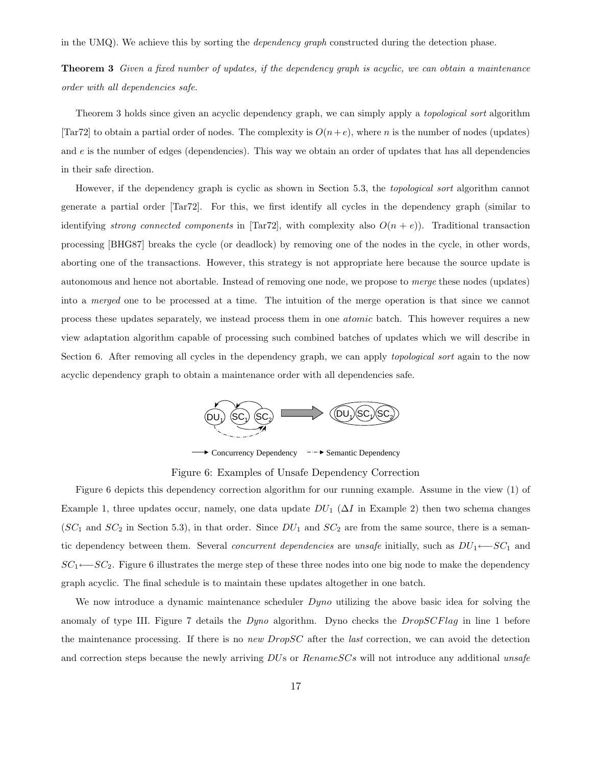in the UMQ). We achieve this by sorting the *dependency graph* constructed during the detection phase.

**Theorem 3** *Given a fixed number of updates, if the dependency graph is acyclic, we can obtain a maintenance order with all dependencies safe.*

Theorem 3 holds since given an acyclic dependency graph, we can simply apply a *topological sort* algorithm [Tar72] to obtain a partial order of nodes. The complexity is $O(n + e)$, where $n$ is the number of nodes (updates) and $e$ is the number of edges (dependencies). This way we obtain an order of updates that has all dependencies in their safe direction.

However, if the dependency graph is cyclic as shown in Section 5.3, the *topological sort* algorithm cannot generate a partial order [Tar72]. For this, we first identify all cycles in the dependency graph (similar to identifying *strong connected components* in [Tar72], with complexity also $O(n + e)$). Traditional transaction processing [BHG87] breaks the cycle (or deadlock) by removing one of the nodes in the cycle, in other words, aborting one of the transactions. However, this strategy is not appropriate here because the source update is autonomous and hence not abortable. Instead of removing one node, we propose to *merge* these nodes (updates) into a *merged* one to be processed at a time. The intuition of the merge operation is that since we cannot process these updates separately, we instead process them in one *atomic* batch. This however requires a new view adaptation algorithm capable of processing such combined batches of updates which we will describe in Section 6. After removing all cycles in the dependency graph, we can apply *topological sort* again to the now acyclic dependency graph to obtain a maintenance order with all dependencies safe.

Concurrency Dependency — Semantic Dependency

Figure 6: Examples of Unsafe Dependency Correction

Figure 6 depicts this dependency correction algorithm for our running example. Assume in the view (1) of Example 1, three updates occur, namely, one data update $DU_1$ ($\Delta I$ in Example 2) then two schema changes ($SC_1$ and $SC_2$ in Section 5.3), in that order. Since $DU_1$ and $SC_2$ are from the same source, there is a semantic dependency between them. Several *concurrent dependencies* are *unsafe* initially, such as $DU_1 \longleftarrow SC_1$ and $SC_1 \longleftarrow SC_2$. Figure 6 illustrates the merge step of these three nodes into one big node to make the dependency graph acyclic. The final schedule is to maintain these updates altogether in one batch.

We now introduce a dynamic maintenance scheduler *Dyno* utilizing the above basic idea for solving the anomaly of type III. Figure 7 details the *Dyno* algorithm. Dyno checks the *DropSCFlag* in line 1 before the maintenance processing. If there is no *new DropSC* after the *last* correction, we can avoid the detection and correction steps because the newly arriving *DU*s or *RenameSCs* will not introduce any additional *unsafe*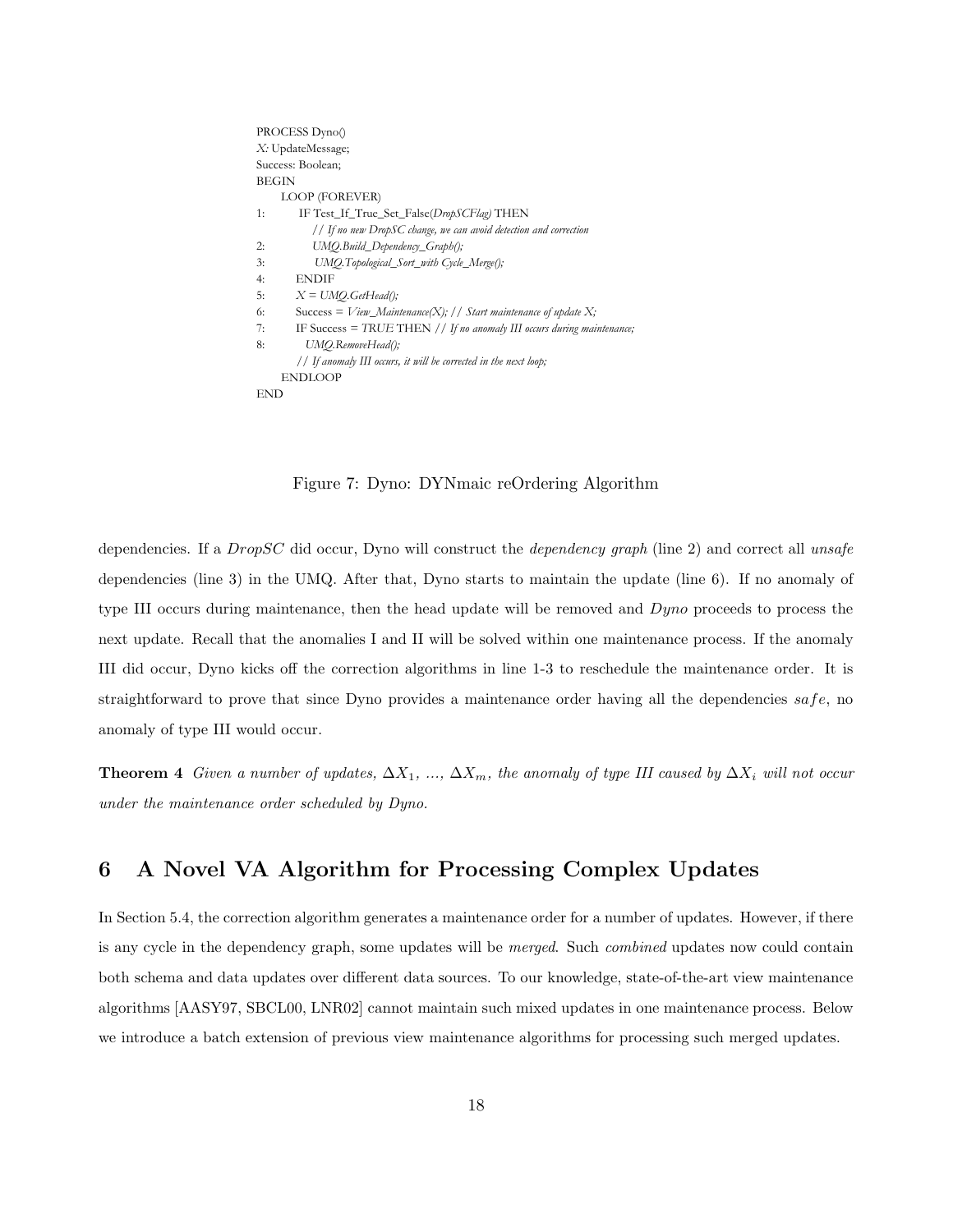```
PROCESS Dyno()
X: UpdateMessage;
Success: Boolean;
BEGIN
    LOOP (FOREVER)
1:      IF Test_If_True_Set_False(DropSCFlag) THEN
            // If no new DropSC change, we can avoid detection and correction
2:          UMQ.Build_Dependency_Graph();
3:          UMQ.Topological_Sort_with Cycle_Merge();
4:      ENDIF
5:      X = UMQ.GetHead();
6:      Success = View_Maintenance(X); // Start maintenance of update X;
7:      IF Success = TRUE THEN // If no anomaly III occurs during maintenance;
8:          UMQ.RemoveHead();
        // If anomaly III occurs, it will be corrected in the next loop;
    ENDLOOP
END
```

Figure 7: Dyno: DYNmaic reOrdering Algorithm

dependencies. If a *DropSC* did occur, Dyno will construct the *dependency graph* (line 2) and correct all *unsafe* dependencies (line 3) in the UMQ. After that, Dyno starts to maintain the update (line 6). If no anomaly of type III occurs during maintenance, then the head update will be removed and *Dyno* proceeds to process the next update. Recall that the anomalies I and II will be solved within one maintenance process. If the anomaly III did occur, Dyno kicks off the correction algorithms in line 1-3 to reschedule the maintenance order. It is straightforward to prove that since Dyno provides a maintenance order having all the dependencies *safe*, no anomaly of type III would occur.

**Theorem 4** *Given a number of updates, $\Delta X_1$, ..., $\Delta X_m$, the anomaly of type III caused by $\Delta X_i$ will not occur under the maintenance order scheduled by Dyno.*

## 6 A Novel VA Algorithm for Processing Complex Updates

In Section 5.4, the correction algorithm generates a maintenance order for a number of updates. However, if there is any cycle in the dependency graph, some updates will be *merged*. Such *combined* updates now could contain both schema and data updates over different data sources. To our knowledge, state-of-the-art view maintenance algorithms [AASY97, SBCL00, LNR02] cannot maintain such mixed updates in one maintenance process. Below we introduce a batch extension of previous view maintenance algorithms for processing such merged updates.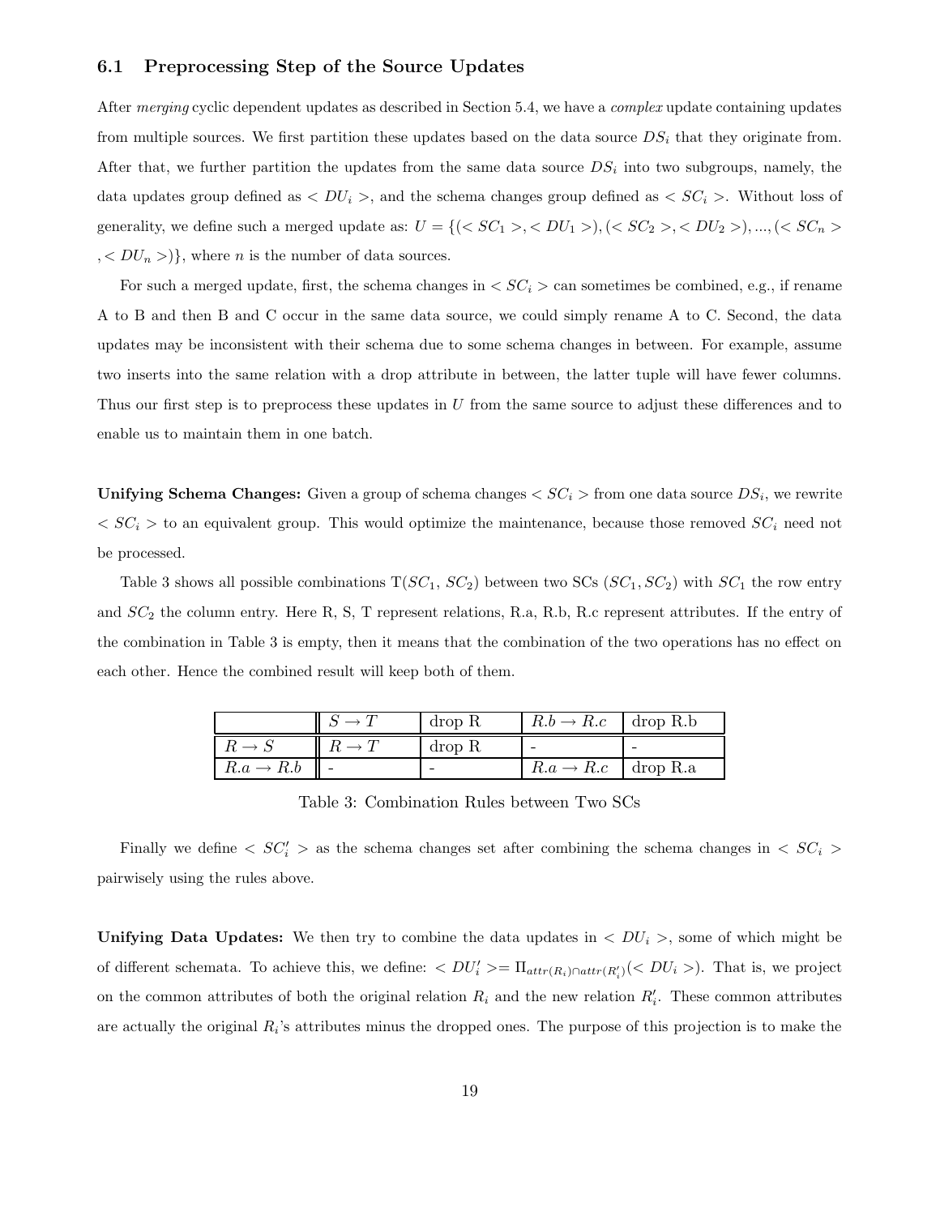### 6.1 Preprocessing Step of the Source Updates

After *merging* cyclic dependent updates as described in Section 5.4, we have a *complex* update containing updates from multiple sources. We first partition these updates based on the data source $DS_i$ that they originate from. After that, we further partition the updates from the same data source $DS_i$ into two subgroups, namely, the data updates group defined as $< DU_i >$, and the schema changes group defined as $< SC_i >$. Without loss of generality, we define such a merged update as: $U = \{(< SC_1 >, < DU_1 >), (< SC_2 >, < DU_2 >), ..., (< SC_n >, < DU_n >)\}$, where $n$ is the number of data sources.

For such a merged update, first, the schema changes in $< SC_i >$ can sometimes be combined, e.g., if rename A to B and then B and C occur in the same data source, we could simply rename A to C. Second, the data updates may be inconsistent with their schema due to some schema changes in between. For example, assume two inserts into the same relation with a drop attribute in between, the latter tuple will have fewer columns. Thus our first step is to preprocess these updates in $U$ from the same source to adjust these differences and to enable us to maintain them in one batch.

**Unifying Schema Changes:** Given a group of schema changes $< SC_i >$ from one data source $DS_i$, we rewrite $< SC_i >$ to an equivalent group. This would optimize the maintenance, because those removed $SC_i$ need not be processed.

Table 3 shows all possible combinations T($SC_1$, $SC_2$) between two SCs ($SC_1, SC_2$) with $SC_1$ the row entry and $SC_2$ the column entry. Here R, S, T represent relations, R.a, R.b, R.c represent attributes. If the entry of the combination in Table 3 is empty, then it means that the combination of the two operations has no effect on each other. Hence the combined result will keep both of them.

| | $S \rightarrow T$ | drop R | $R.b \rightarrow R.c$ | drop R.b |
|---|---|---|---|---|
| $R \rightarrow S$ | $R \rightarrow T$ | drop R | - | - |
| $R.a \rightarrow R.b$ | - | - | $R.a \rightarrow R.c$ | drop R.a |

Table 3: Combination Rules between Two SCs

Finally we define $< SC'_i >$ as the schema changes set after combining the schema changes in $< SC_i >$ pairwisely using the rules above.

**Unifying Data Updates:** We then try to combine the data updates in $< DU_i >$, some of which might be of different schemata. To achieve this, we define: $< DU'_i >= \Pi_{attr(R_i) \cap attr(R'_i)}(< DU_i >)$. That is, we project on the common attributes of both the original relation $R_i$ and the new relation $R'_i$. These common attributes are actually the original $R_i$'s attributes minus the dropped ones. The purpose of this projection is to make the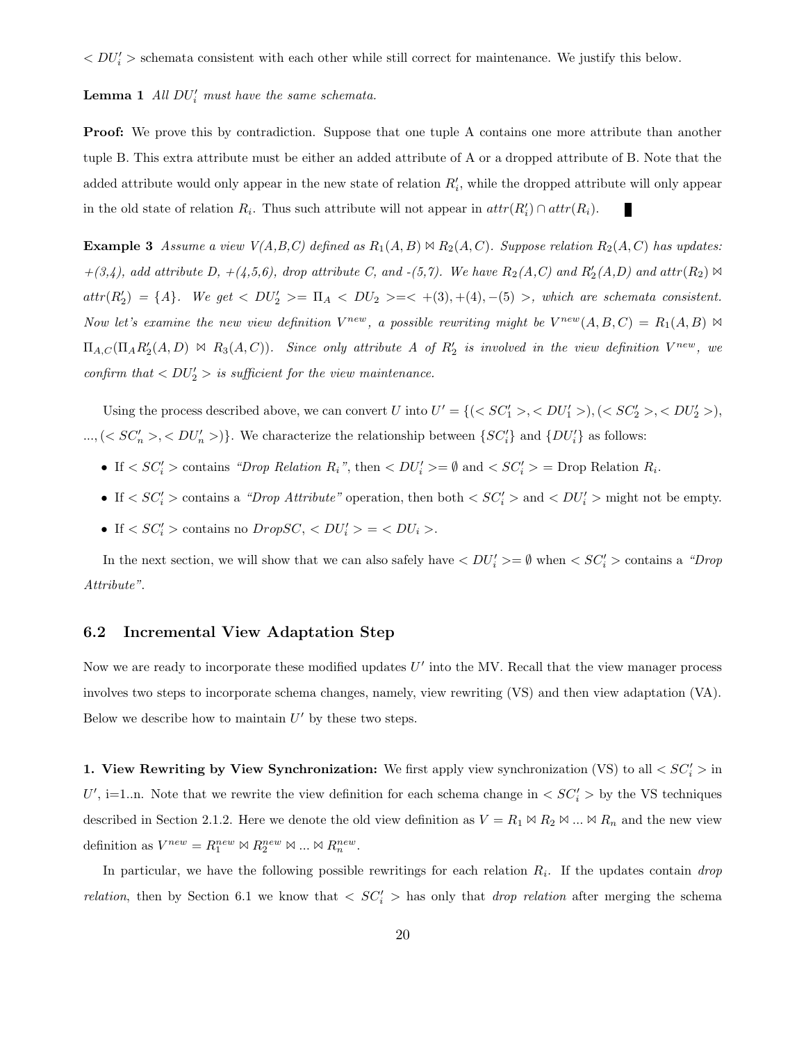$< DU'_i >$ schemata consistent with each other while still correct for maintenance. We justify this below.

**Lemma 1** *All $DU'_i$ must have the same schemata.*

**Proof:** We prove this by contradiction. Suppose that one tuple A contains one more attribute than another tuple B. This extra attribute must be either an added attribute of A or a dropped attribute of B. Note that the added attribute would only appear in the new state of relation $R'_i$, while the dropped attribute will only appear in the old state of relation $R_i$. Thus such attribute will not appear in $attr(R'_i) \cap attr(R_i)$. ∎

**Example 3** *Assume a view V(A,B,C) defined as $R_1(A,B) \bowtie R_2(A,C)$. Suppose relation $R_2(A,C)$ has updates: +(3,4), add attribute D, +(4,5,6), drop attribute C, and -(5,7). We have $R_2(A,C)$ and $R'_2(A,D)$ and $attr(R_2) \bowtie attr(R'_2) = \{A\}$. We get $< DU'_2 > = \Pi_A < DU_2 > = < +(3), +(4), -(5) >$, which are schemata consistent. Now let's examine the new view definition $V^{new}$, a possible rewriting might be $V^{new}(A,B,C) = R_1(A,B) \bowtie \Pi_{A,C}(\Pi_A R'_2(A,D) \bowtie R_3(A,C))$. Since only attribute A of $R'_2$ is involved in the view definition $V^{new}$, we confirm that $< DU'_2 >$ is sufficient for the view maintenance.*

Using the process described above, we can convert $U$ into $U' = \{(< SC'_1 >, < DU'_1 >), (< SC'_2 >, < DU'_2 >), ..., (< SC'_n >, < DU'_n >)\}$. We characterize the relationship between $\{SC'_i\}$ and $\{DU'_i\}$ as follows:

- If $< SC'_i >$ contains *"Drop Relation $R_i$"*, then $< DU'_i > = \emptyset$ and $< SC'_i >$ = Drop Relation $R_i$.
- If $< SC'_i >$ contains a *"Drop Attribute"* operation, then both $< SC'_i >$ and $< DU'_i >$ might not be empty.
- If $< SC'_i >$ contains no $DropSC$, $< DU'_i > = < DU_i >$.

In the next section, we will show that we can also safely have $< DU'_i > = \emptyset$ when $< SC'_i >$ contains a *"Drop Attribute"*.

## 6.2 Incremental View Adaptation Step

Now we are ready to incorporate these modified updates $U'$ into the MV. Recall that the view manager process involves two steps to incorporate schema changes, namely, view rewriting (VS) and then view adaptation (VA). Below we describe how to maintain $U'$ by these two steps.

**1. View Rewriting by View Synchronization:** We first apply view synchronization (VS) to all $< SC'_i >$ in $U'$, i=1..n. Note that we rewrite the view definition for each schema change in $< SC'_i >$ by the VS techniques described in Section 2.1.2. Here we denote the old view definition as $V = R_1 \bowtie R_2 \bowtie ... \bowtie R_n$ and the new view definition as $V^{new} = R_1^{new} \bowtie R_2^{new} \bowtie ... \bowtie R_n^{new}$.

In particular, we have the following possible rewritings for each relation $R_i$. If the updates contain *drop relation*, then by Section 6.1 we know that $< SC'_i >$ has only that *drop relation* after merging the schema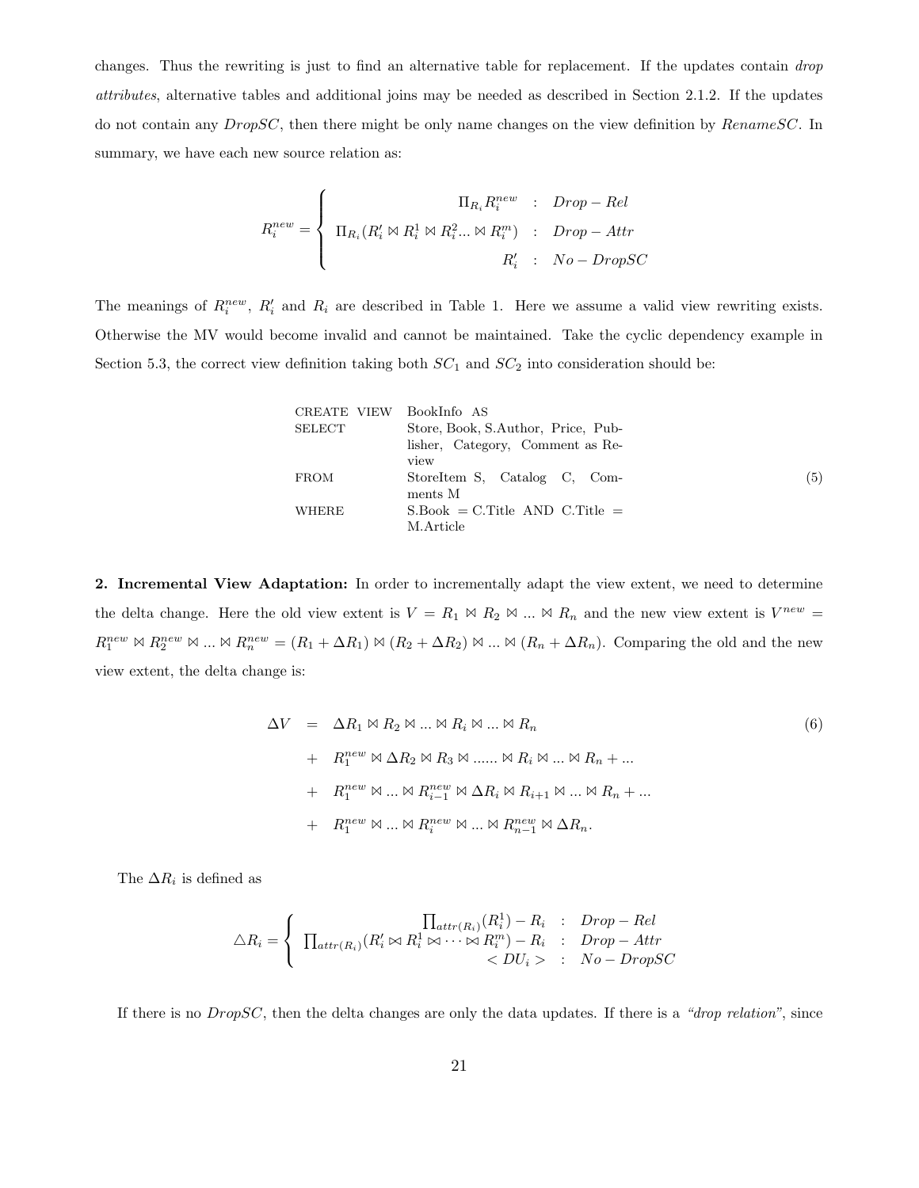changes. Thus the rewriting is just to find an alternative table for replacement. If the updates contain *drop attributes*, alternative tables and additional joins may be needed as described in Section 2.1.2. If the updates do not contain any *DropSC*, then there might be only name changes on the view definition by *RenameSC*. In summary, we have each new source relation as:

$$R_i^{new} = \begin{cases} \Pi_{R_i} R_i^{new} & : \; Drop-Rel \\ \Pi_{R_i}(R_i' \bowtie R_i^1 \bowtie R_i^2 ... \bowtie R_i^m) & : \; Drop-Attr \\ R_i' & : \; No-DropSC \end{cases}$$

The meanings of $R_i^{new}$, $R_i'$ and $R_i$ are described in Table 1. Here we assume a valid view rewriting exists. Otherwise the MV would become invalid and cannot be maintained. Take the cyclic dependency example in Section 5.3, the correct view definition taking both $SC_1$ and $SC_2$ into consideration should be:

```
CREATE VIEW   BookInfo AS
SELECT        Store, Book, S.Author, Price, Publisher, Category, Comment as Review
FROM          StoreItem S, Catalog C, Comments M
WHERE         S.Book = C.Title AND C.Title = M.Article                    (5)
```

**2. Incremental View Adaptation:** In order to incrementally adapt the view extent, we need to determine the delta change. Here the old view extent is $V = R_1 \bowtie R_2 \bowtie ... \bowtie R_n$ and the new view extent is $V^{new} = R_1^{new} \bowtie R_2^{new} \bowtie ... \bowtie R_n^{new} = (R_1 + \Delta R_1) \bowtie (R_2 + \Delta R_2) \bowtie ... \bowtie (R_n + \Delta R_n)$. Comparing the old and the new view extent, the delta change is:

$$\begin{aligned} \Delta V \;=\; & \Delta R_1 \bowtie R_2 \bowtie ... \bowtie R_i \bowtie ... \bowtie R_n \\ + \; & R_1^{new} \bowtie \Delta R_2 \bowtie R_3 \bowtie ...... \bowtie R_i \bowtie ... \bowtie R_n + ... \\ + \; & R_1^{new} \bowtie ... \bowtie R_{i-1}^{new} \bowtie \Delta R_i \bowtie R_{i+1} \bowtie ... \bowtie R_n + ... \\ + \; & R_1^{new} \bowtie ... \bowtie R_i^{new} \bowtie ... \bowtie R_{n-1}^{new} \bowtie \Delta R_n. \end{aligned} \tag{6}$$

The $\Delta R_i$ is defined as

$$\triangle R_i = \begin{cases} \prod_{attr(R_i)}(R_i^1) - R_i & : \; Drop-Rel \\ \prod_{attr(R_i)}(R_i' \bowtie R_i^1 \bowtie \cdots \bowtie R_i^m) - R_i & : \; Drop-Attr \\ < DU_i > & : \; No-DropSC \end{cases}$$

If there is no *DropSC*, then the delta changes are only the data updates. If there is a *"drop relation"*, since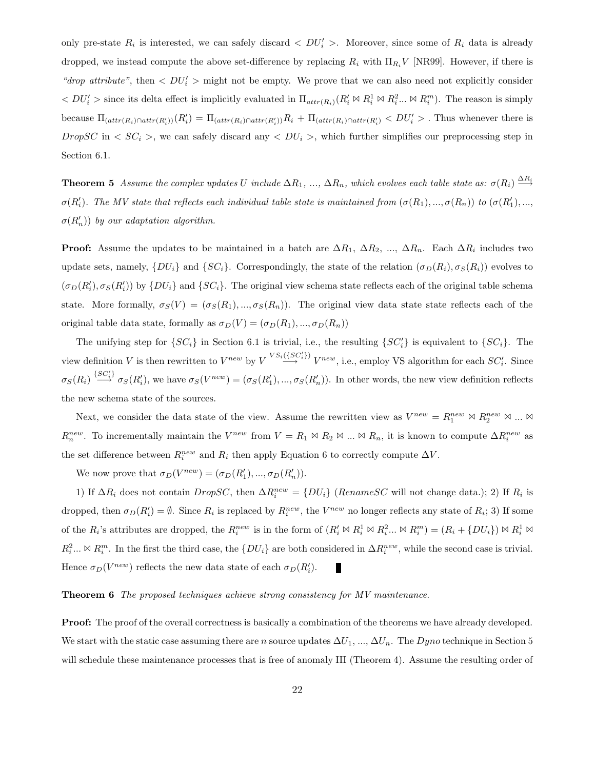only pre-state $R_i$ is interested, we can safely discard $< DU_i' >$. Moreover, since some of $R_i$ data is already dropped, we instead compute the above set-difference by replacing $R_i$ with $\Pi_{R_i} V$ [NR99]. However, if there is *"drop attribute"*, then $< DU_i' >$ might not be empty. We prove that we can also need not explicitly consider $< DU_i' >$ since its delta effect is implicitly evaluated in $\Pi_{attr(R_i)}(R_i' \bowtie R_i^1 \bowtie R_i^2 ... \bowtie R_i^m)$. The reason is simply because $\Pi_{(attr(R_i) \cap attr(R_i'))}(R_i') = \Pi_{(attr(R_i) \cap attr(R_i'))} R_i + \Pi_{(attr(R_i) \cap attr(R_i')} < DU_i' >$ . Thus whenever there is *DropSC* in $< SC_i >$, we can safely discard any $< DU_i >$, which further simplifies our preprocessing step in Section 6.1.

**Theorem 5** *Assume the complex updates $U$ include $\Delta R_1$, ..., $\Delta R_n$, which evolves each table state as: $\sigma(R_i) \stackrel{\Delta R_i}{\longrightarrow} \sigma(R_i')$. The MV state that reflects each individual table state is maintained from $(\sigma(R_1), ..., \sigma(R_n))$ to $(\sigma(R_1'), ..., \sigma(R_n'))$ by our adaptation algorithm.*

**Proof:** Assume the updates to be maintained in a batch are $\Delta R_1$, $\Delta R_2$, ..., $\Delta R_n$. Each $\Delta R_i$ includes two update sets, namely, $\{DU_i\}$ and $\{SC_i\}$. Correspondingly, the state of the relation $(\sigma_D(R_i), \sigma_S(R_i))$ evolves to $(\sigma_D(R_i'), \sigma_S(R_i'))$ by $\{DU_i\}$ and $\{SC_i\}$. The original view schema state reflects each of the original table schema state. More formally, $\sigma_S(V) = (\sigma_S(R_1), ..., \sigma_S(R_n))$. The original view data state state reflects each of the original table data state, formally as $\sigma_D(V) = (\sigma_D(R_1), ..., \sigma_D(R_n))$

The unifying step for $\{SC_i\}$ in Section 6.1 is trivial, i.e., the resulting $\{SC_i'\}$ is equivalent to $\{SC_i\}$. The view definition $V$ is then rewritten to $V^{new}$ by $V \stackrel{VS_i(\{SC_i'\})}{\longrightarrow} V^{new}$, i.e., employ VS algorithm for each $SC_i'$. Since $\sigma_S(R_i) \stackrel{\{SC_i'\}}{\longrightarrow} \sigma_S(R_i')$, we have $\sigma_S(V^{new}) = (\sigma_S(R_1'), ..., \sigma_S(R_n'))$. In other words, the new view definition reflects the new schema state of the sources.

Next, we consider the data state of the view. Assume the rewritten view as $V^{new} = R_1^{new} \bowtie R_2^{new} \bowtie ... \bowtie R_n^{new}$. To incrementally maintain the $V^{new}$ from $V = R_1 \bowtie R_2 \bowtie ... \bowtie R_n$, it is known to compute $\Delta R_i^{new}$ as the set difference between $R_i^{new}$ and $R_i$ then apply Equation 6 to correctly compute $\Delta V$.

We now prove that $\sigma_D(V^{new}) = (\sigma_D(R_1'), ..., \sigma_D(R_n'))$.

1) If $\Delta R_i$ does not contain *DropSC*, then $\Delta R_i^{new} = \{DU_i\}$ (*RenameSC* will not change data.); 2) If $R_i$ is dropped, then $\sigma_D(R_i') = \emptyset$. Since $R_i$ is replaced by $R_i^{new}$, the $V^{new}$ no longer reflects any state of $R_i$; 3) If some of the $R_i$'s attributes are dropped, the $R_i^{new}$ is in the form of $(R_i' \bowtie R_i^1 \bowtie R_i^2 ... \bowtie R_i^m) = (R_i + \{DU_i\}) \bowtie R_i^1 \bowtie R_i^2 ... \bowtie R_i^m$. In the first the third case, the $\{DU_i\}$ are both considered in $\Delta R_i^{new}$, while the second case is trivial. Hence $\sigma_D(V^{new})$ reflects the new data state of each $\sigma_D(R_i')$. ∎

**Theorem 6** *The proposed techniques achieve strong consistency for MV maintenance.*

**Proof:** The proof of the overall correctness is basically a combination of the theorems we have already developed. We start with the static case assuming there are $n$ source updates $\Delta U_1$, ..., $\Delta U_n$. The *Dyno* technique in Section 5 will schedule these maintenance processes that is free of anomaly III (Theorem 4). Assume the resulting order of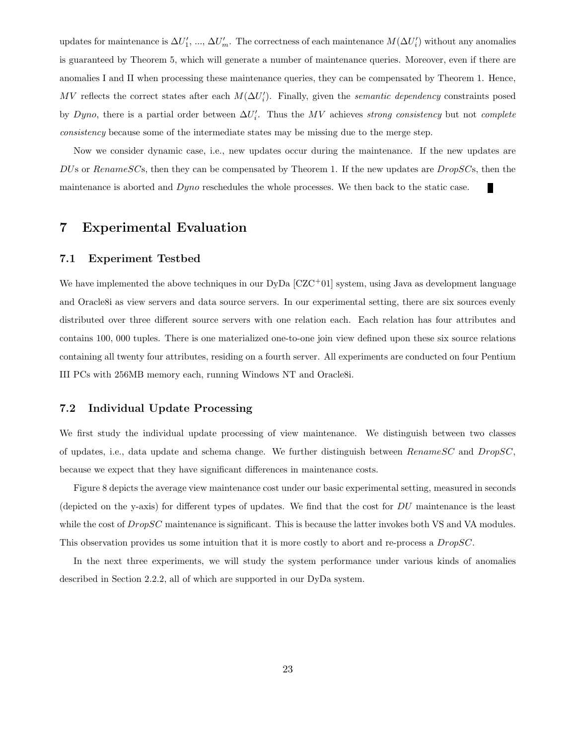updates for maintenance is $\Delta U'_1, ..., \Delta U'_m$. The correctness of each maintenance $M(\Delta U'_i)$ without any anomalies is guaranteed by Theorem 5, which will generate a number of maintenance queries. Moreover, even if there are anomalies I and II when processing these maintenance queries, they can be compensated by Theorem 1. Hence, $MV$ reflects the correct states after each $M(\Delta U'_i)$. Finally, given the *semantic dependency* constraints posed by *Dyno*, there is a partial order between $\Delta U'_i$. Thus the $MV$ achieves *strong consistency* but not *complete consistency* because some of the intermediate states may be missing due to the merge step.

Now we consider dynamic case, i.e., new updates occur during the maintenance. If the new updates are *DU*s or *RenameSC*s, then they can be compensated by Theorem 1. If the new updates are *DropSC*s, then the maintenance is aborted and *Dyno* reschedules the whole processes. We then back to the static case. ∎

# 7 Experimental Evaluation

## 7.1 Experiment Testbed

We have implemented the above techniques in our DyDa [CZC+01] system, using Java as development language and Oracle8i as view servers and data source servers. In our experimental setting, there are six sources evenly distributed over three different source servers with one relation each. Each relation has four attributes and contains 100, 000 tuples. There is one materialized one-to-one join view defined upon these six source relations containing all twenty four attributes, residing on a fourth server. All experiments are conducted on four Pentium III PCs with 256MB memory each, running Windows NT and Oracle8i.

## 7.2 Individual Update Processing

We first study the individual update processing of view maintenance. We distinguish between two classes of updates, i.e., data update and schema change. We further distinguish between *RenameSC* and *DropSC*, because we expect that they have significant differences in maintenance costs.

Figure 8 depicts the average view maintenance cost under our basic experimental setting, measured in seconds (depicted on the y-axis) for different types of updates. We find that the cost for *DU* maintenance is the least while the cost of *DropSC* maintenance is significant. This is because the latter invokes both VS and VA modules. This observation provides us some intuition that it is more costly to abort and re-process a *DropSC*.

In the next three experiments, we will study the system performance under various kinds of anomalies described in Section 2.2.2, all of which are supported in our DyDa system.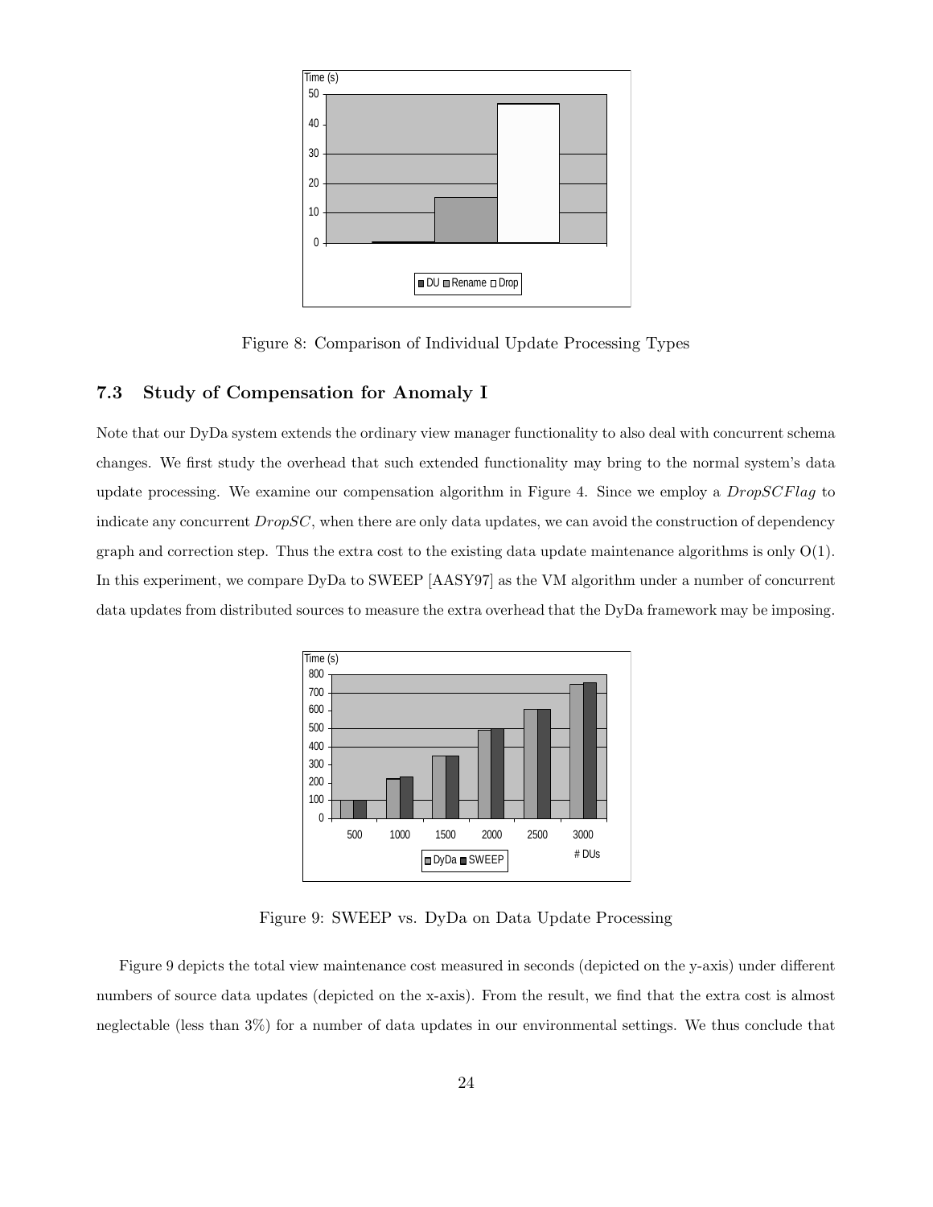Figure 8: Comparison of Individual Update Processing Types

### 7.3 Study of Compensation for Anomaly I

Note that our DyDa system extends the ordinary view manager functionality to also deal with concurrent schema changes. We first study the overhead that such extended functionality may bring to the normal system's data update processing. We examine our compensation algorithm in Figure 4. Since we employ a $DropSCFlag$ to indicate any concurrent $DropSC$, when there are only data updates, we can avoid the construction of dependency graph and correction step. Thus the extra cost to the existing data update maintenance algorithms is only O(1). In this experiment, we compare DyDa to SWEEP [AASY97] as the VM algorithm under a number of concurrent data updates from distributed sources to measure the extra overhead that the DyDa framework may be imposing.

Figure 9: SWEEP vs. DyDa on Data Update Processing

Figure 9 depicts the total view maintenance cost measured in seconds (depicted on the y-axis) under different numbers of source data updates (depicted on the x-axis). From the result, we find that the extra cost is almost neglectable (less than 3%) for a number of data updates in our environmental settings. We thus conclude that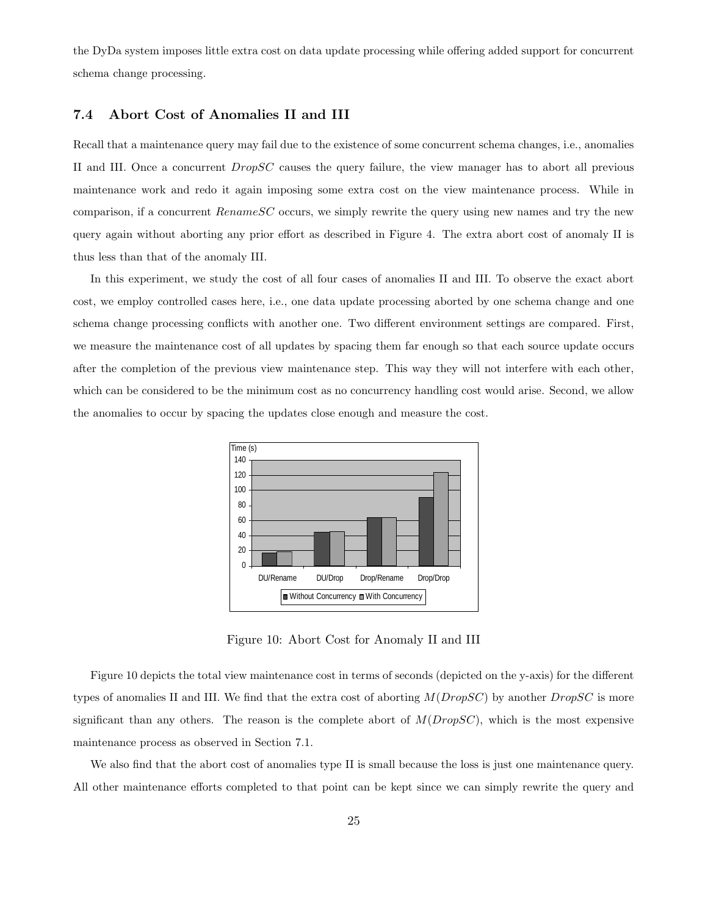the DyDa system imposes little extra cost on data update processing while offering added support for concurrent schema change processing.

### 7.4 Abort Cost of Anomalies II and III

Recall that a maintenance query may fail due to the existence of some concurrent schema changes, i.e., anomalies II and III. Once a concurrent *DropSC* causes the query failure, the view manager has to abort all previous maintenance work and redo it again imposing some extra cost on the view maintenance process. While in comparison, if a concurrent *RenameSC* occurs, we simply rewrite the query using new names and try the new query again without aborting any prior effort as described in Figure 4. The extra abort cost of anomaly II is thus less than that of the anomaly III.

In this experiment, we study the cost of all four cases of anomalies II and III. To observe the exact abort cost, we employ controlled cases here, i.e., one data update processing aborted by one schema change and one schema change processing conflicts with another one. Two different environment settings are compared. First, we measure the maintenance cost of all updates by spacing them far enough so that each source update occurs after the completion of the previous view maintenance step. This way they will not interfere with each other, which can be considered to be the minimum cost as no concurrency handling cost would arise. Second, we allow the anomalies to occur by spacing the updates close enough and measure the cost.

Figure 10: Abort Cost for Anomaly II and III

Figure 10 depicts the total view maintenance cost in terms of seconds (depicted on the y-axis) for the different types of anomalies II and III. We find that the extra cost of aborting $M(DropSC)$ by another *DropSC* is more significant than any others. The reason is the complete abort of $M(DropSC)$, which is the most expensive maintenance process as observed in Section 7.1.

We also find that the abort cost of anomalies type II is small because the loss is just one maintenance query. All other maintenance efforts completed to that point can be kept since we can simply rewrite the query and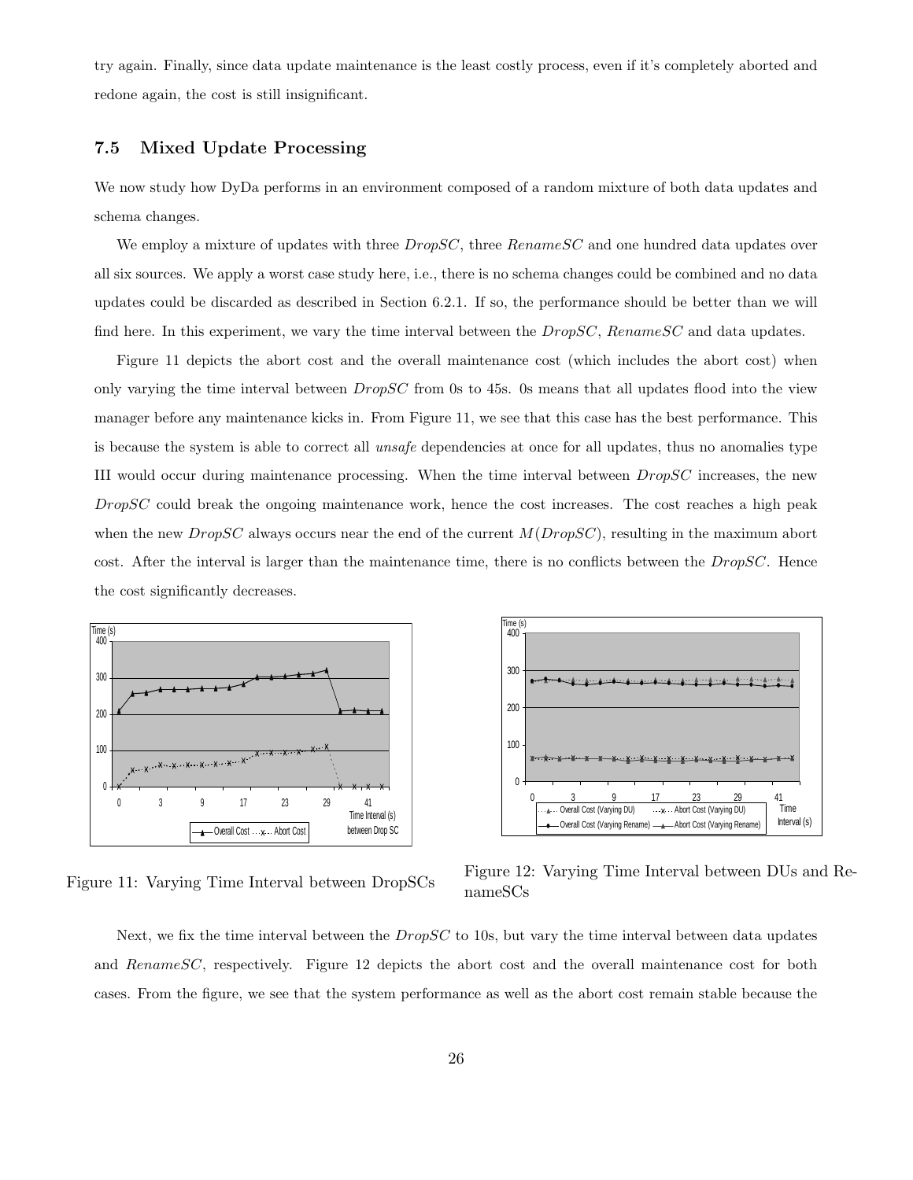try again. Finally, since data update maintenance is the least costly process, even if it's completely aborted and redone again, the cost is still insignificant.

### 7.5 Mixed Update Processing

We now study how DyDa performs in an environment composed of a random mixture of both data updates and schema changes.

We employ a mixture of updates with three *DropSC*, three *RenameSC* and one hundred data updates over all six sources. We apply a worst case study here, i.e., there is no schema changes could be combined and no data updates could be discarded as described in Section 6.2.1. If so, the performance should be better than we will find here. In this experiment, we vary the time interval between the *DropSC*, *RenameSC* and data updates.

Figure 11 depicts the abort cost and the overall maintenance cost (which includes the abort cost) when only varying the time interval between *DropSC* from 0s to 45s. 0s means that all updates flood into the view manager before any maintenance kicks in. From Figure 11, we see that this case has the best performance. This is because the system is able to correct all *unsafe* dependencies at once for all updates, thus no anomalies type III would occur during maintenance processing. When the time interval between *DropSC* increases, the new *DropSC* could break the ongoing maintenance work, hence the cost increases. The cost reaches a high peak when the new *DropSC* always occurs near the end of the current $M(DropSC)$, resulting in the maximum abort cost. After the interval is larger than the maintenance time, there is no conflicts between the *DropSC*. Hence the cost significantly decreases.

Figure 11: Varying Time Interval between DropSCs

Figure 12: Varying Time Interval between DUs and RenameSCs

Next, we fix the time interval between the *DropSC* to 10s, but vary the time interval between data updates and *RenameSC*, respectively. Figure 12 depicts the abort cost and the overall maintenance cost for both cases. From the figure, we see that the system performance as well as the abort cost remain stable because the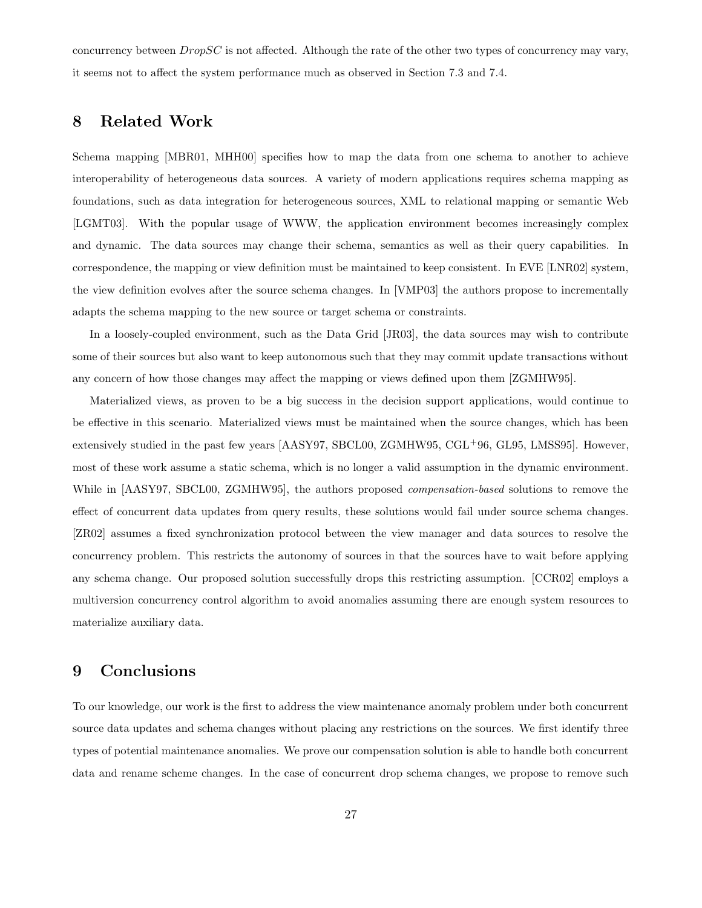concurrency between *DropSC* is not affected. Although the rate of the other two types of concurrency may vary, it seems not to affect the system performance much as observed in Section 7.3 and 7.4.

# 8 Related Work

Schema mapping [MBR01, MHH00] specifies how to map the data from one schema to another to achieve interoperability of heterogeneous data sources. A variety of modern applications requires schema mapping as foundations, such as data integration for heterogeneous sources, XML to relational mapping or semantic Web [LGMT03]. With the popular usage of WWW, the application environment becomes increasingly complex and dynamic. The data sources may change their schema, semantics as well as their query capabilities. In correspondence, the mapping or view definition must be maintained to keep consistent. In EVE [LNR02] system, the view definition evolves after the source schema changes. In [VMP03] the authors propose to incrementally adapts the schema mapping to the new source or target schema or constraints.

In a loosely-coupled environment, such as the Data Grid [JR03], the data sources may wish to contribute some of their sources but also want to keep autonomous such that they may commit update transactions without any concern of how those changes may affect the mapping or views defined upon them [ZGMHW95].

Materialized views, as proven to be a big success in the decision support applications, would continue to be effective in this scenario. Materialized views must be maintained when the source changes, which has been extensively studied in the past few years [AASY97, SBCL00, ZGMHW95, CGL+96, GL95, LMSS95]. However, most of these work assume a static schema, which is no longer a valid assumption in the dynamic environment. While in [AASY97, SBCL00, ZGMHW95], the authors proposed *compensation-based* solutions to remove the effect of concurrent data updates from query results, these solutions would fail under source schema changes. [ZR02] assumes a fixed synchronization protocol between the view manager and data sources to resolve the concurrency problem. This restricts the autonomy of sources in that the sources have to wait before applying any schema change. Our proposed solution successfully drops this restricting assumption. [CCR02] employs a multiversion concurrency control algorithm to avoid anomalies assuming there are enough system resources to materialize auxiliary data.

# 9 Conclusions

To our knowledge, our work is the first to address the view maintenance anomaly problem under both concurrent source data updates and schema changes without placing any restrictions on the sources. We first identify three types of potential maintenance anomalies. We prove our compensation solution is able to handle both concurrent data and rename scheme changes. In the case of concurrent drop schema changes, we propose to remove such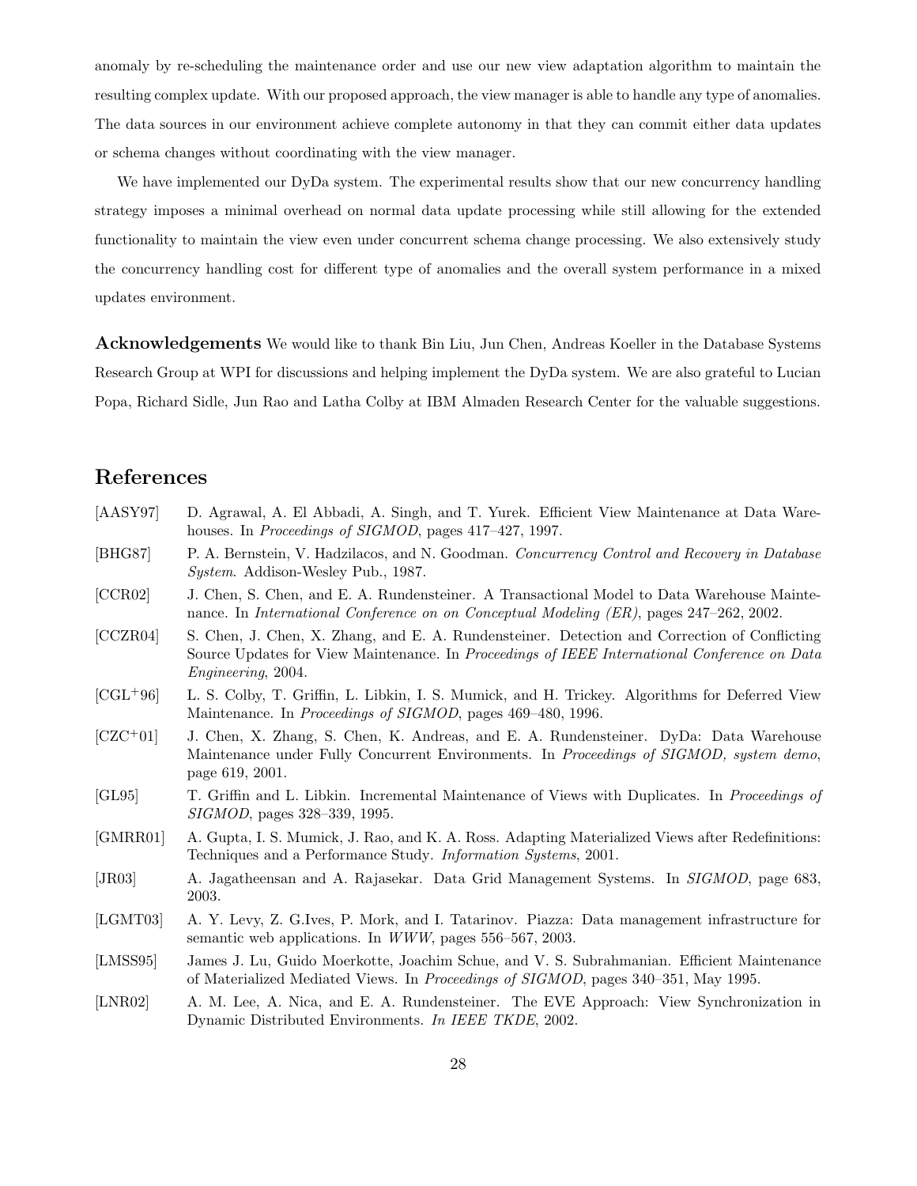anomaly by re-scheduling the maintenance order and use our new view adaptation algorithm to maintain the resulting complex update. With our proposed approach, the view manager is able to handle any type of anomalies. The data sources in our environment achieve complete autonomy in that they can commit either data updates or schema changes without coordinating with the view manager.

We have implemented our DyDa system. The experimental results show that our new concurrency handling strategy imposes a minimal overhead on normal data update processing while still allowing for the extended functionality to maintain the view even under concurrent schema change processing. We also extensively study the concurrency handling cost for different type of anomalies and the overall system performance in a mixed updates environment.

**Acknowledgements** We would like to thank Bin Liu, Jun Chen, Andreas Koeller in the Database Systems Research Group at WPI for discussions and helping implement the DyDa system. We are also grateful to Lucian Popa, Richard Sidle, Jun Rao and Latha Colby at IBM Almaden Research Center for the valuable suggestions.

## References

[AASY97] D. Agrawal, A. El Abbadi, A. Singh, and T. Yurek. Efficient View Maintenance at Data Warehouses. In *Proceedings of SIGMOD*, pages 417–427, 1997.

[BHG87] P. A. Bernstein, V. Hadzilacos, and N. Goodman. *Concurrency Control and Recovery in Database System*. Addison-Wesley Pub., 1987.

[CCR02] J. Chen, S. Chen, and E. A. Rundensteiner. A Transactional Model to Data Warehouse Maintenance. In *International Conference on on Conceptual Modeling (ER)*, pages 247–262, 2002.

[CCZR04] S. Chen, J. Chen, X. Zhang, and E. A. Rundensteiner. Detection and Correction of Conflicting Source Updates for View Maintenance. In *Proceedings of IEEE International Conference on Data Engineering*, 2004.

[CGL+96] L. S. Colby, T. Griffin, L. Libkin, I. S. Mumick, and H. Trickey. Algorithms for Deferred View Maintenance. In *Proceedings of SIGMOD*, pages 469–480, 1996.

[CZC+01] J. Chen, X. Zhang, S. Chen, K. Andreas, and E. A. Rundensteiner. DyDa: Data Warehouse Maintenance under Fully Concurrent Environments. In *Proceedings of SIGMOD, system demo*, page 619, 2001.

[GL95] T. Griffin and L. Libkin. Incremental Maintenance of Views with Duplicates. In *Proceedings of SIGMOD*, pages 328–339, 1995.

[GMRR01] A. Gupta, I. S. Mumick, J. Rao, and K. A. Ross. Adapting Materialized Views after Redefinitions: Techniques and a Performance Study. *Information Systems*, 2001.

[JR03] A. Jagatheensan and A. Rajasekar. Data Grid Management Systems. In *SIGMOD*, page 683, 2003.

[LGMT03] A. Y. Levy, Z. G.Ives, P. Mork, and I. Tatarinov. Piazza: Data management infrastructure for semantic web applications. In *WWW*, pages 556–567, 2003.

[LMSS95] James J. Lu, Guido Moerkotte, Joachim Schue, and V. S. Subrahmanian. Efficient Maintenance of Materialized Mediated Views. In *Proceedings of SIGMOD*, pages 340–351, May 1995.

[LNR02] A. M. Lee, A. Nica, and E. A. Rundensteiner. The EVE Approach: View Synchronization in Dynamic Distributed Environments. *In IEEE TKDE*, 2002.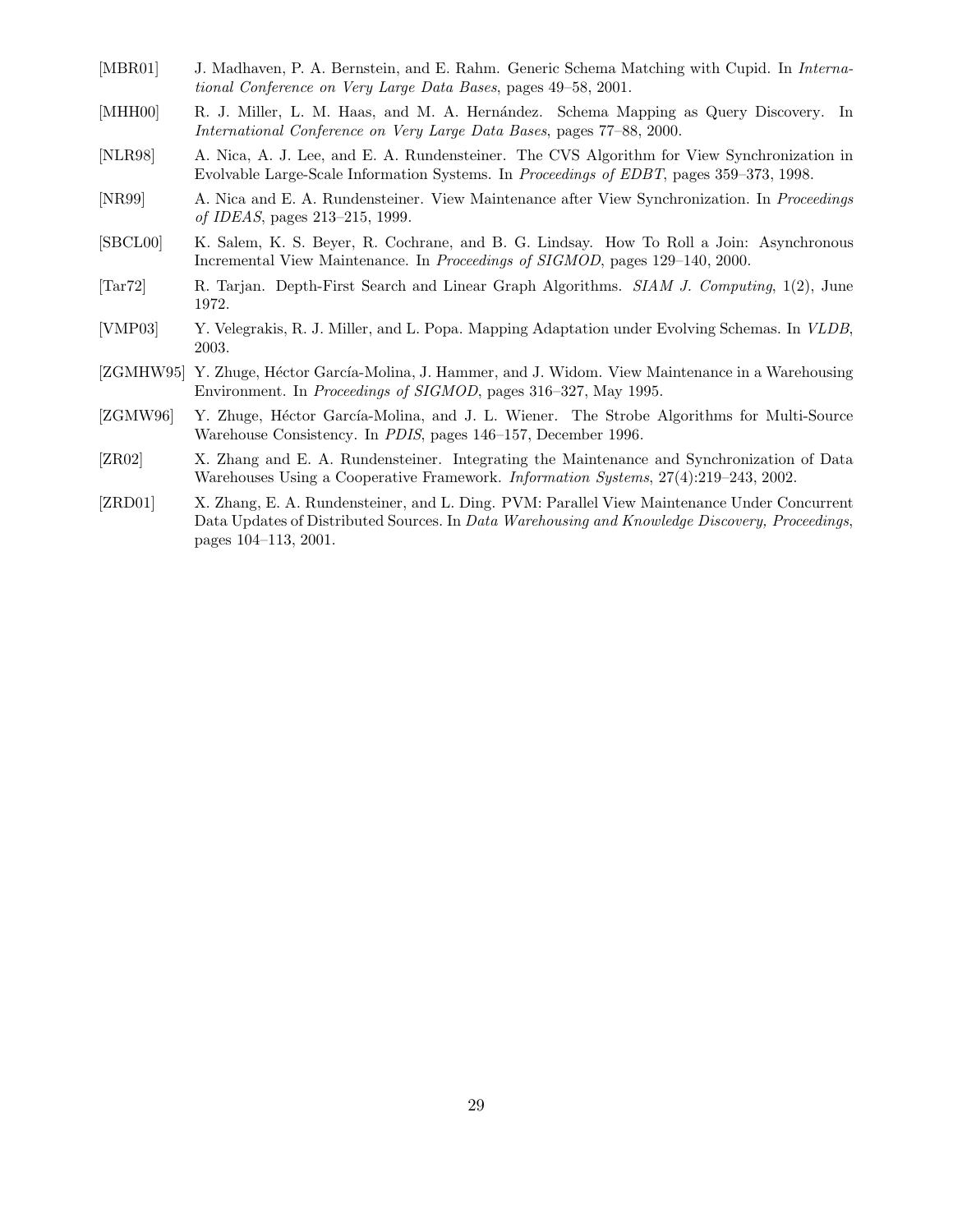[MBR01] J. Madhaven, P. A. Bernstein, and E. Rahm. Generic Schema Matching with Cupid. In *International Conference on Very Large Data Bases*, pages 49–58, 2001.

[MHH00] R. J. Miller, L. M. Haas, and M. A. Hernández. Schema Mapping as Query Discovery. In *International Conference on Very Large Data Bases*, pages 77–88, 2000.

[NLR98] A. Nica, A. J. Lee, and E. A. Rundensteiner. The CVS Algorithm for View Synchronization in Evolvable Large-Scale Information Systems. In *Proceedings of EDBT*, pages 359–373, 1998.

[NR99] A. Nica and E. A. Rundensteiner. View Maintenance after View Synchronization. In *Proceedings of IDEAS*, pages 213–215, 1999.

[SBCL00] K. Salem, K. S. Beyer, R. Cochrane, and B. G. Lindsay. How To Roll a Join: Asynchronous Incremental View Maintenance. In *Proceedings of SIGMOD*, pages 129–140, 2000.

[Tar72] R. Tarjan. Depth-First Search and Linear Graph Algorithms. *SIAM J. Computing*, 1(2), June 1972.

[VMP03] Y. Velegrakis, R. J. Miller, and L. Popa. Mapping Adaptation under Evolving Schemas. In *VLDB*, 2003.

[ZGMHW95] Y. Zhuge, Héctor García-Molina, J. Hammer, and J. Widom. View Maintenance in a Warehousing Environment. In *Proceedings of SIGMOD*, pages 316–327, May 1995.

[ZGMW96] Y. Zhuge, Héctor García-Molina, and J. L. Wiener. The Strobe Algorithms for Multi-Source Warehouse Consistency. In *PDIS*, pages 146–157, December 1996.

[ZR02] X. Zhang and E. A. Rundensteiner. Integrating the Maintenance and Synchronization of Data Warehouses Using a Cooperative Framework. *Information Systems*, 27(4):219–243, 2002.

[ZRD01] X. Zhang, E. A. Rundensteiner, and L. Ding. PVM: Parallel View Maintenance Under Concurrent Data Updates of Distributed Sources. In *Data Warehousing and Knowledge Discovery, Proceedings*, pages 104–113, 2001.